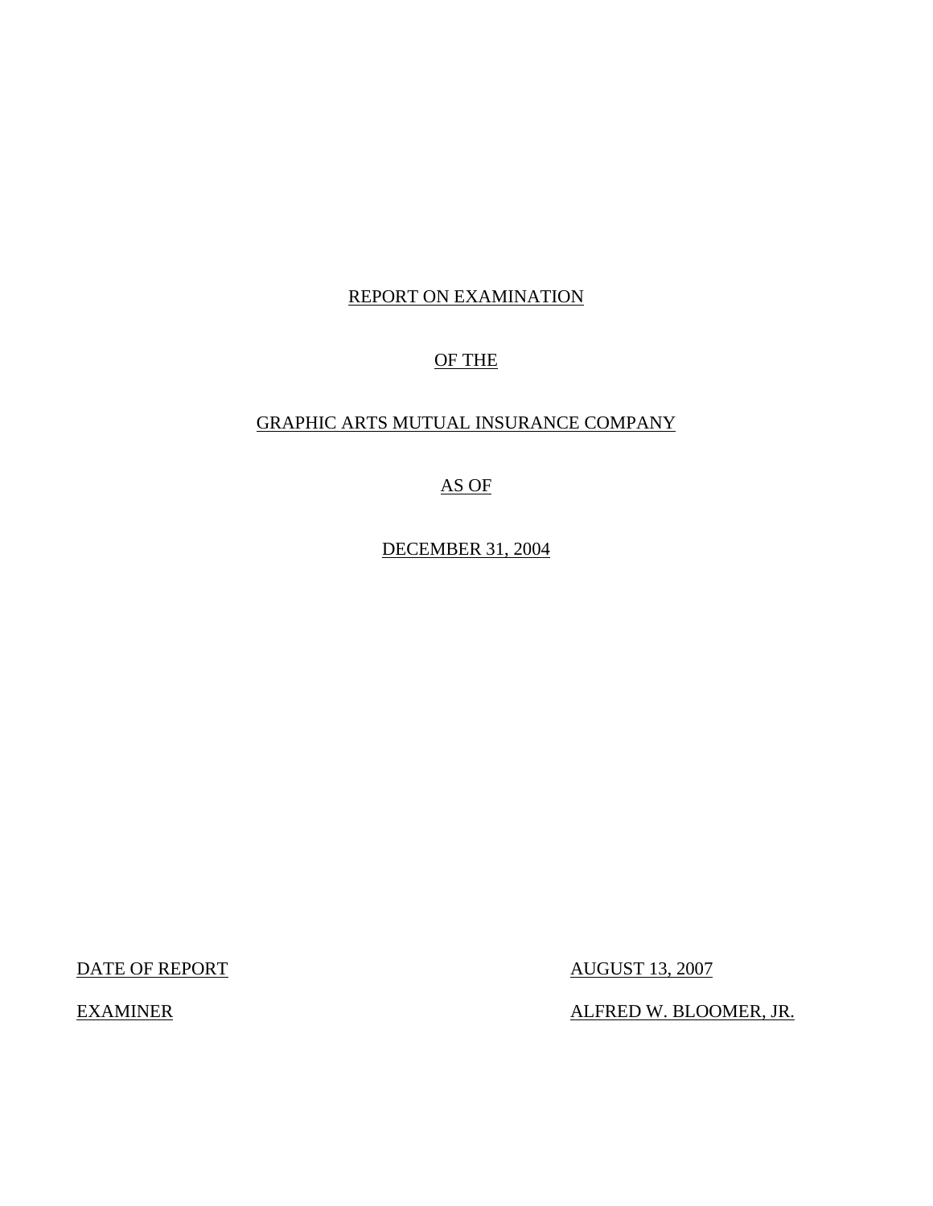REPORT ON EXAMINATION

OF THE

GRAPHIC ARTS MUTUAL INSURANCE COMPANY

AS OF

DECEMBER 31, 2004

| DATE OF REPORT | AUGUST 13, 2007 |
|---|---|
| EXAMINER | ALFRED W. BLOOMER, JR. |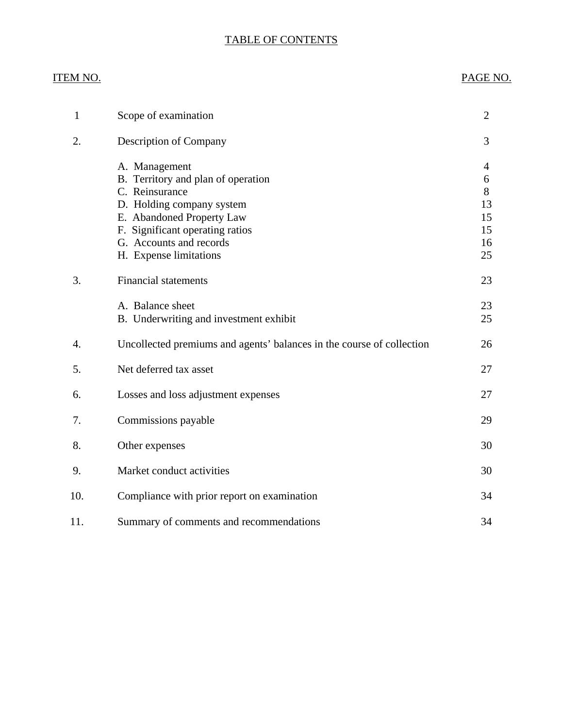# TABLE OF CONTENTS

| ITEM NO. | | PAGE NO. |
|---|---|---|
| 1 | Scope of examination | 2 |
| 2. | Description of Company | 3 |
| | A. Management | 4 |
| | B. Territory and plan of operation | 6 |
| | C. Reinsurance | 8 |
| | D. Holding company system | 13 |
| | E. Abandoned Property Law | 15 |
| | F. Significant operating ratios | 15 |
| | G. Accounts and records | 16 |
| | H. Expense limitations | 25 |
| 3. | Financial statements | 23 |
| | A. Balance sheet | 23 |
| | B. Underwriting and investment exhibit | 25 |
| 4. | Uncollected premiums and agents' balances in the course of collection | 26 |
| 5. | Net deferred tax asset | 27 |
| 6. | Losses and loss adjustment expenses | 27 |
| 7. | Commissions payable | 29 |
| 8. | Other expenses | 30 |
| 9. | Market conduct activities | 30 |
| 10. | Compliance with prior report on examination | 34 |
| 11. | Summary of comments and recommendations | 34 |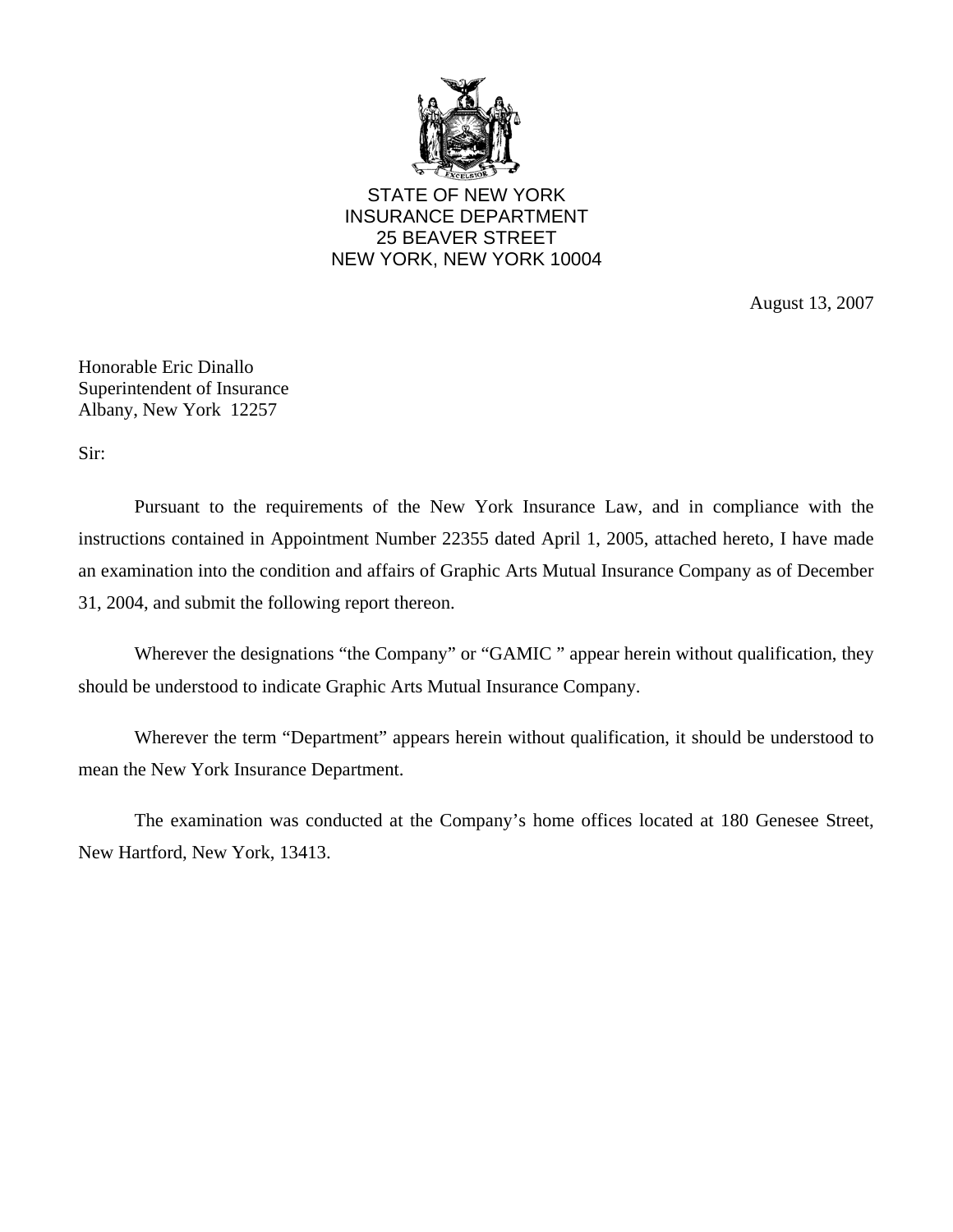STATE OF NEW YORK
INSURANCE DEPARTMENT
25 BEAVER STREET
NEW YORK, NEW YORK 10004

August 13, 2007

Honorable Eric Dinallo
Superintendent of Insurance
Albany, New York 12257

Sir:

Pursuant to the requirements of the New York Insurance Law, and in compliance with the instructions contained in Appointment Number 22355 dated April 1, 2005, attached hereto, I have made an examination into the condition and affairs of Graphic Arts Mutual Insurance Company as of December 31, 2004, and submit the following report thereon.

Wherever the designations "the Company" or "GAMIC " appear herein without qualification, they should be understood to indicate Graphic Arts Mutual Insurance Company.

Wherever the term "Department" appears herein without qualification, it should be understood to mean the New York Insurance Department.

The examination was conducted at the Company's home offices located at 180 Genesee Street, New Hartford, New York, 13413.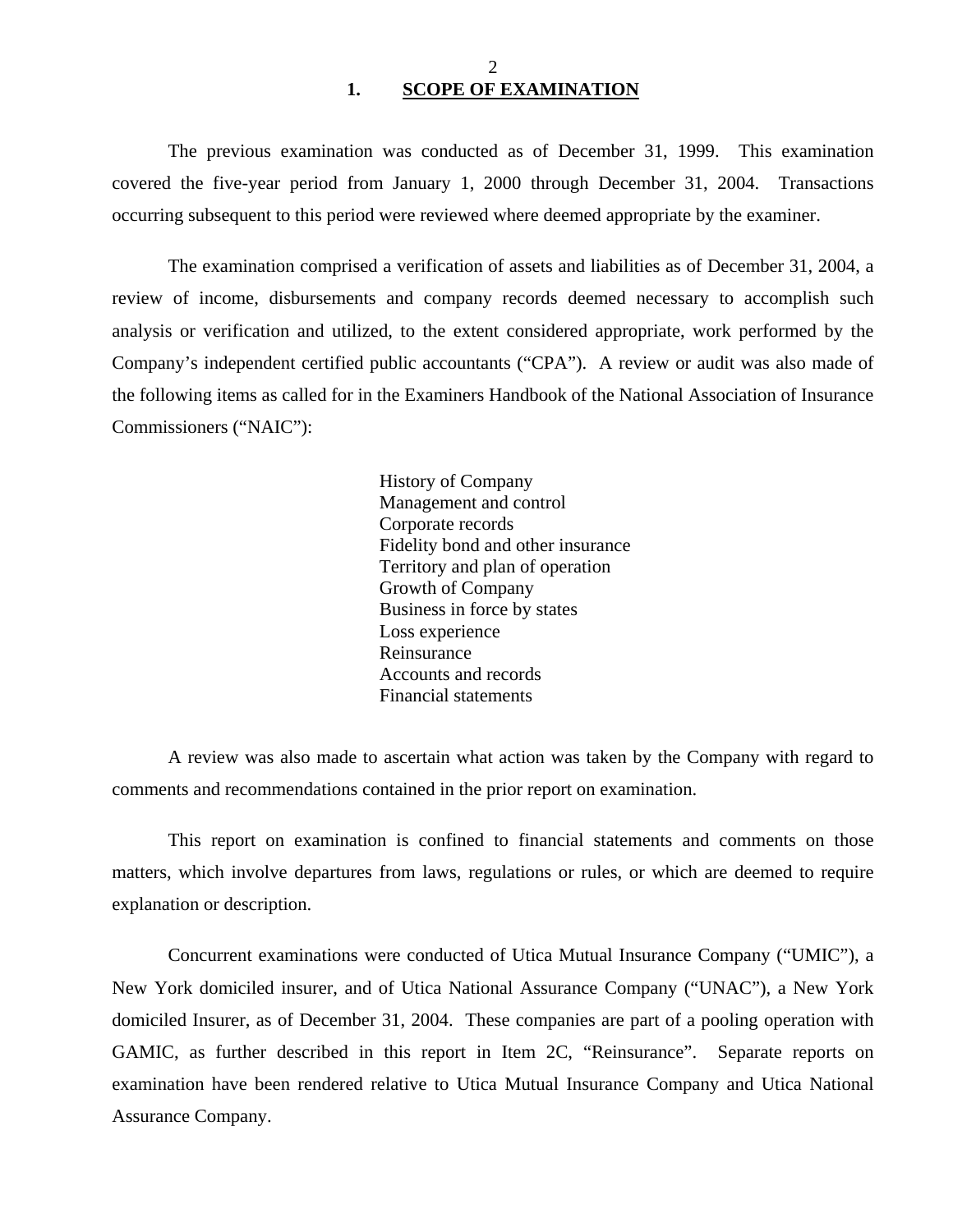## 1. SCOPE OF EXAMINATION

The previous examination was conducted as of December 31, 1999. This examination covered the five-year period from January 1, 2000 through December 31, 2004. Transactions occurring subsequent to this period were reviewed where deemed appropriate by the examiner.

The examination comprised a verification of assets and liabilities as of December 31, 2004, a review of income, disbursements and company records deemed necessary to accomplish such analysis or verification and utilized, to the extent considered appropriate, work performed by the Company's independent certified public accountants ("CPA"). A review or audit was also made of the following items as called for in the Examiners Handbook of the National Association of Insurance Commissioners ("NAIC"):

- History of Company
- Management and control
- Corporate records
- Fidelity bond and other insurance
- Territory and plan of operation
- Growth of Company
- Business in force by states
- Loss experience
- Reinsurance
- Accounts and records
- Financial statements

A review was also made to ascertain what action was taken by the Company with regard to comments and recommendations contained in the prior report on examination.

This report on examination is confined to financial statements and comments on those matters, which involve departures from laws, regulations or rules, or which are deemed to require explanation or description.

Concurrent examinations were conducted of Utica Mutual Insurance Company ("UMIC"), a New York domiciled insurer, and of Utica National Assurance Company ("UNAC"), a New York domiciled Insurer, as of December 31, 2004. These companies are part of a pooling operation with GAMIC, as further described in this report in Item 2C, "Reinsurance". Separate reports on examination have been rendered relative to Utica Mutual Insurance Company and Utica National Assurance Company.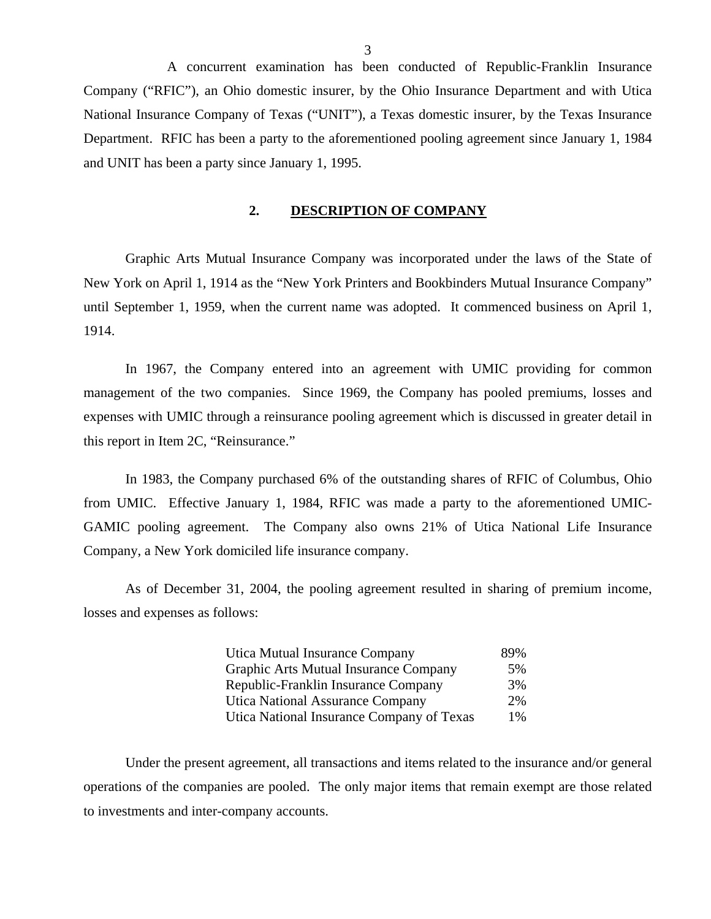A concurrent examination has been conducted of Republic-Franklin Insurance Company ("RFIC"), an Ohio domestic insurer, by the Ohio Insurance Department and with Utica National Insurance Company of Texas ("UNIT"), a Texas domestic insurer, by the Texas Insurance Department. RFIC has been a party to the aforementioned pooling agreement since January 1, 1984 and UNIT has been a party since January 1, 1995.

## 2. DESCRIPTION OF COMPANY

Graphic Arts Mutual Insurance Company was incorporated under the laws of the State of New York on April 1, 1914 as the "New York Printers and Bookbinders Mutual Insurance Company" until September 1, 1959, when the current name was adopted. It commenced business on April 1, 1914.

In 1967, the Company entered into an agreement with UMIC providing for common management of the two companies. Since 1969, the Company has pooled premiums, losses and expenses with UMIC through a reinsurance pooling agreement which is discussed in greater detail in this report in Item 2C, "Reinsurance."

In 1983, the Company purchased 6% of the outstanding shares of RFIC of Columbus, Ohio from UMIC. Effective January 1, 1984, RFIC was made a party to the aforementioned UMIC-GAMIC pooling agreement. The Company also owns 21% of Utica National Life Insurance Company, a New York domiciled life insurance company.

As of December 31, 2004, the pooling agreement resulted in sharing of premium income, losses and expenses as follows:

| | |
|---|---|
| Utica Mutual Insurance Company | 89% |
| Graphic Arts Mutual Insurance Company | 5% |
| Republic-Franklin Insurance Company | 3% |
| Utica National Assurance Company | 2% |
| Utica National Insurance Company of Texas | 1% |

Under the present agreement, all transactions and items related to the insurance and/or general operations of the companies are pooled. The only major items that remain exempt are those related to investments and inter-company accounts.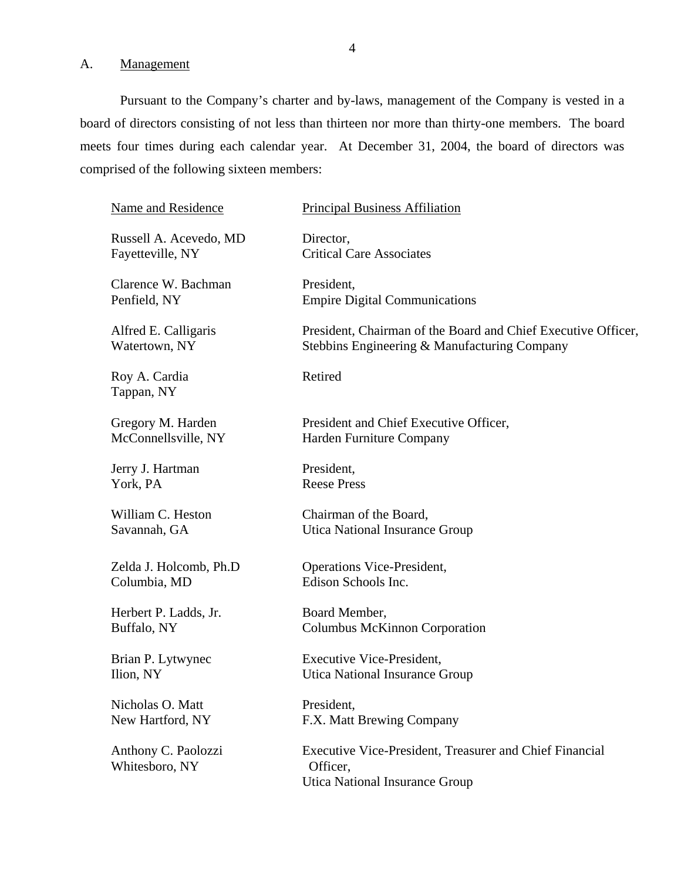## A. Management

Pursuant to the Company's charter and by-laws, management of the Company is vested in a board of directors consisting of not less than thirteen nor more than thirty-one members. The board meets four times during each calendar year. At December 31, 2004, the board of directors was comprised of the following sixteen members:

| Name and Residence | Principal Business Affiliation |
|---|---|
| Russell A. Acevedo, MD<br>Fayetteville, NY | Director,<br>Critical Care Associates |
| Clarence W. Bachman<br>Penfield, NY | President,<br>Empire Digital Communications |
| Alfred E. Calligaris<br>Watertown, NY | President, Chairman of the Board and Chief Executive Officer,<br>Stebbins Engineering & Manufacturing Company |
| Roy A. Cardia<br>Tappan, NY | Retired |
| Gregory M. Harden<br>McConnellsville, NY | President and Chief Executive Officer,<br>Harden Furniture Company |
| Jerry J. Hartman<br>York, PA | President,<br>Reese Press |
| William C. Heston<br>Savannah, GA | Chairman of the Board,<br>Utica National Insurance Group |
| Zelda J. Holcomb, Ph.D<br>Columbia, MD | Operations Vice-President,<br>Edison Schools Inc. |
| Herbert P. Ladds, Jr.<br>Buffalo, NY | Board Member,<br>Columbus McKinnon Corporation |
| Brian P. Lytwynec<br>Ilion, NY | Executive Vice-President,<br>Utica National Insurance Group |
| Nicholas O. Matt<br>New Hartford, NY | President,<br>F.X. Matt Brewing Company |
| Anthony C. Paolozzi<br>Whitesboro, NY | Executive Vice-President, Treasurer and Chief Financial Officer,<br>Utica National Insurance Group |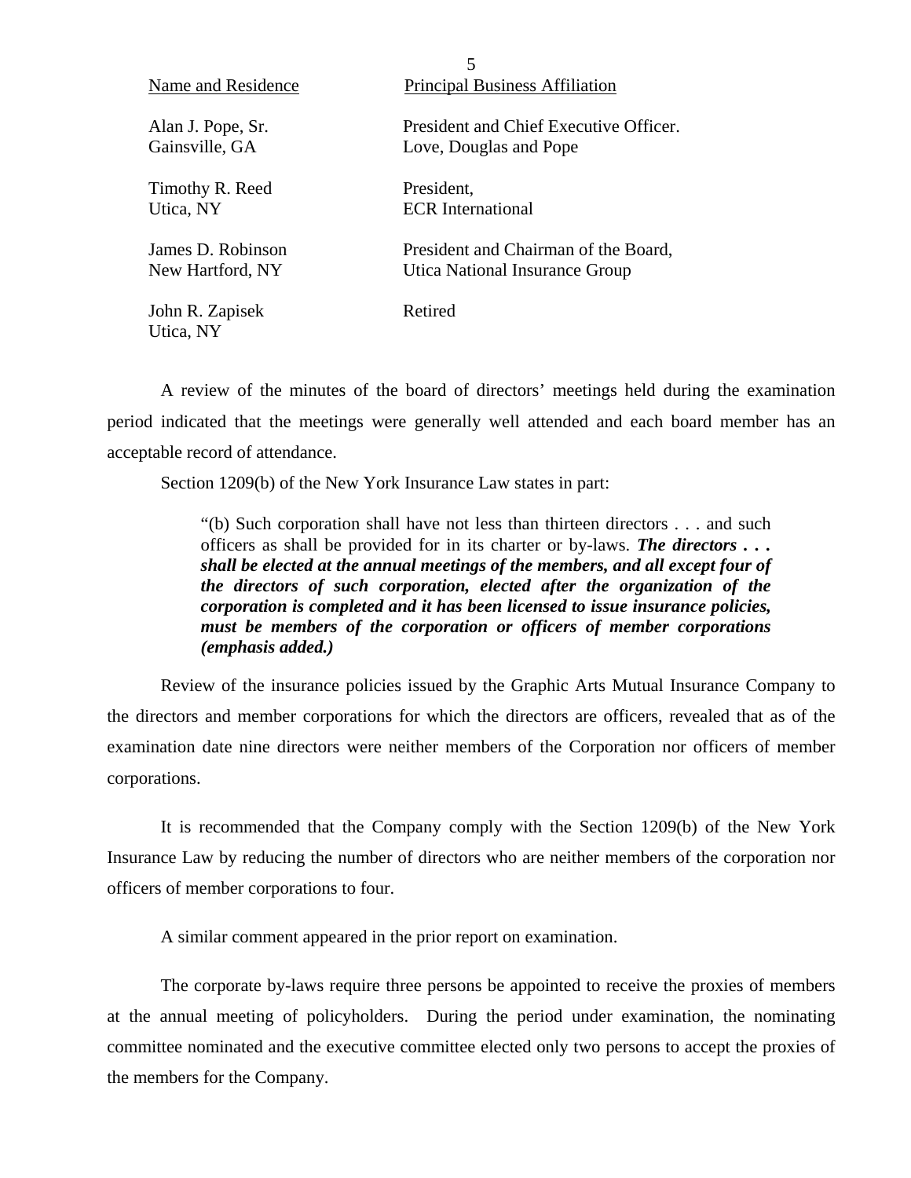| Name and Residence | Principal Business Affiliation |
|---|---|
| Alan J. Pope, Sr.<br>Gainsville, GA | President and Chief Executive Officer.<br>Love, Douglas and Pope |
| Timothy R. Reed<br>Utica, NY | President,<br>ECR International |
| James D. Robinson<br>New Hartford, NY | President and Chairman of the Board,<br>Utica National Insurance Group |
| John R. Zapisek<br>Utica, NY | Retired |

A review of the minutes of the board of directors' meetings held during the examination period indicated that the meetings were generally well attended and each board member has an acceptable record of attendance.

Section 1209(b) of the New York Insurance Law states in part:

> "(b) Such corporation shall have not less than thirteen directors . . . and such officers as shall be provided for in its charter or by-laws. ***The directors . . . shall be elected at the annual meetings of the members, and all except four of the directors of such corporation, elected after the organization of the corporation is completed and it has been licensed to issue insurance policies, must be members of the corporation or officers of member corporations (emphasis added.)***

Review of the insurance policies issued by the Graphic Arts Mutual Insurance Company to the directors and member corporations for which the directors are officers, revealed that as of the examination date nine directors were neither members of the Corporation nor officers of member corporations.

It is recommended that the Company comply with the Section 1209(b) of the New York Insurance Law by reducing the number of directors who are neither members of the corporation nor officers of member corporations to four.

A similar comment appeared in the prior report on examination.

The corporate by-laws require three persons be appointed to receive the proxies of members at the annual meeting of policyholders. During the period under examination, the nominating committee nominated and the executive committee elected only two persons to accept the proxies of the members for the Company.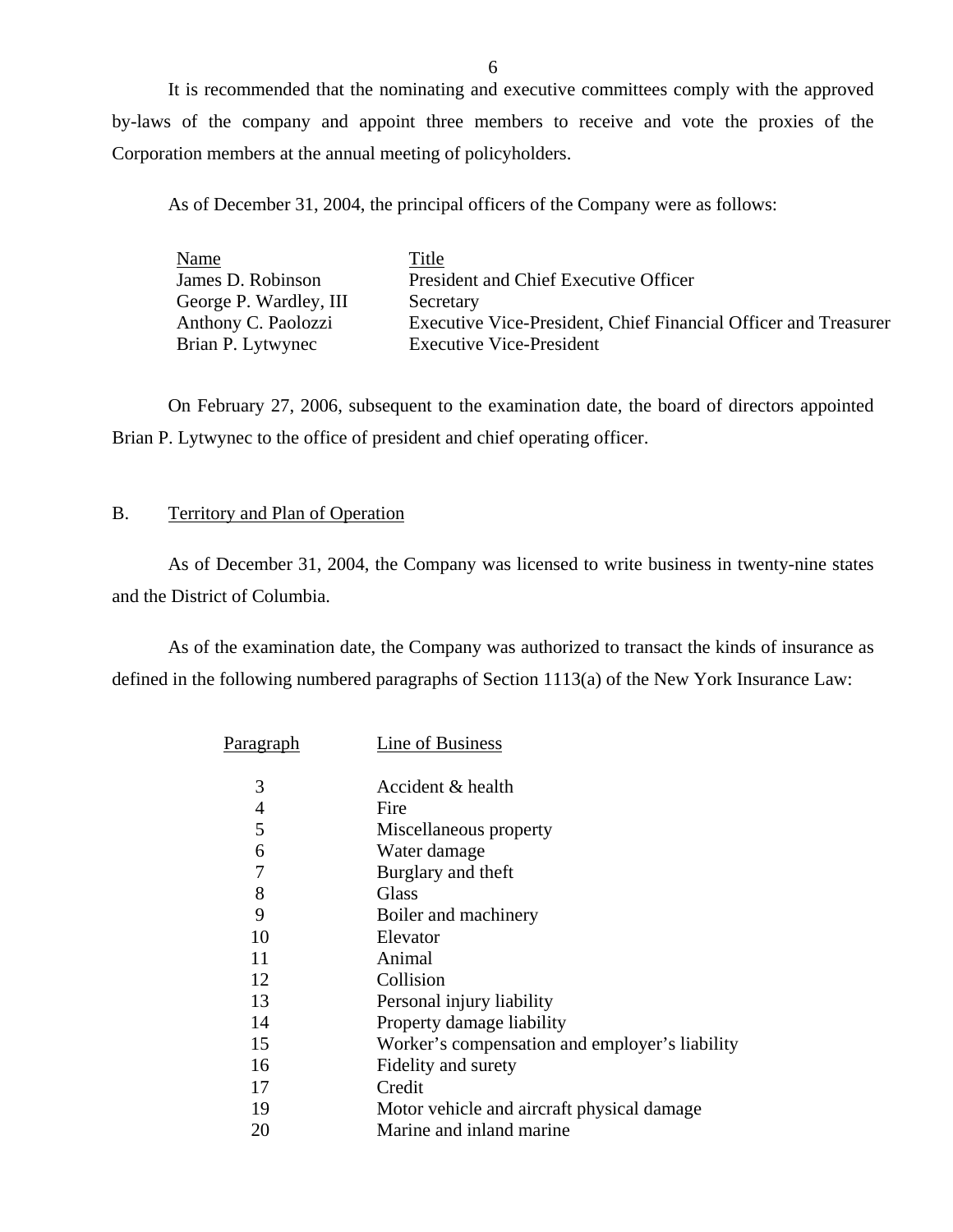It is recommended that the nominating and executive committees comply with the approved by-laws of the company and appoint three members to receive and vote the proxies of the Corporation members at the annual meeting of policyholders.

As of December 31, 2004, the principal officers of the Company were as follows:

| Name | Title |
|---|---|
| James D. Robinson | President and Chief Executive Officer |
| George P. Wardley, III | Secretary |
| Anthony C. Paolozzi | Executive Vice-President, Chief Financial Officer and Treasurer |
| Brian P. Lytwynec | Executive Vice-President |

On February 27, 2006, subsequent to the examination date, the board of directors appointed Brian P. Lytwynec to the office of president and chief operating officer.

## B. Territory and Plan of Operation

As of December 31, 2004, the Company was licensed to write business in twenty-nine states and the District of Columbia.

As of the examination date, the Company was authorized to transact the kinds of insurance as defined in the following numbered paragraphs of Section 1113(a) of the New York Insurance Law:

| Paragraph | Line of Business |
|---|---|
| 3 | Accident & health |
| 4 | Fire |
| 5 | Miscellaneous property |
| 6 | Water damage |
| 7 | Burglary and theft |
| 8 | Glass |
| 9 | Boiler and machinery |
| 10 | Elevator |
| 11 | Animal |
| 12 | Collision |
| 13 | Personal injury liability |
| 14 | Property damage liability |
| 15 | Worker's compensation and employer's liability |
| 16 | Fidelity and surety |
| 17 | Credit |
| 19 | Motor vehicle and aircraft physical damage |
| 20 | Marine and inland marine |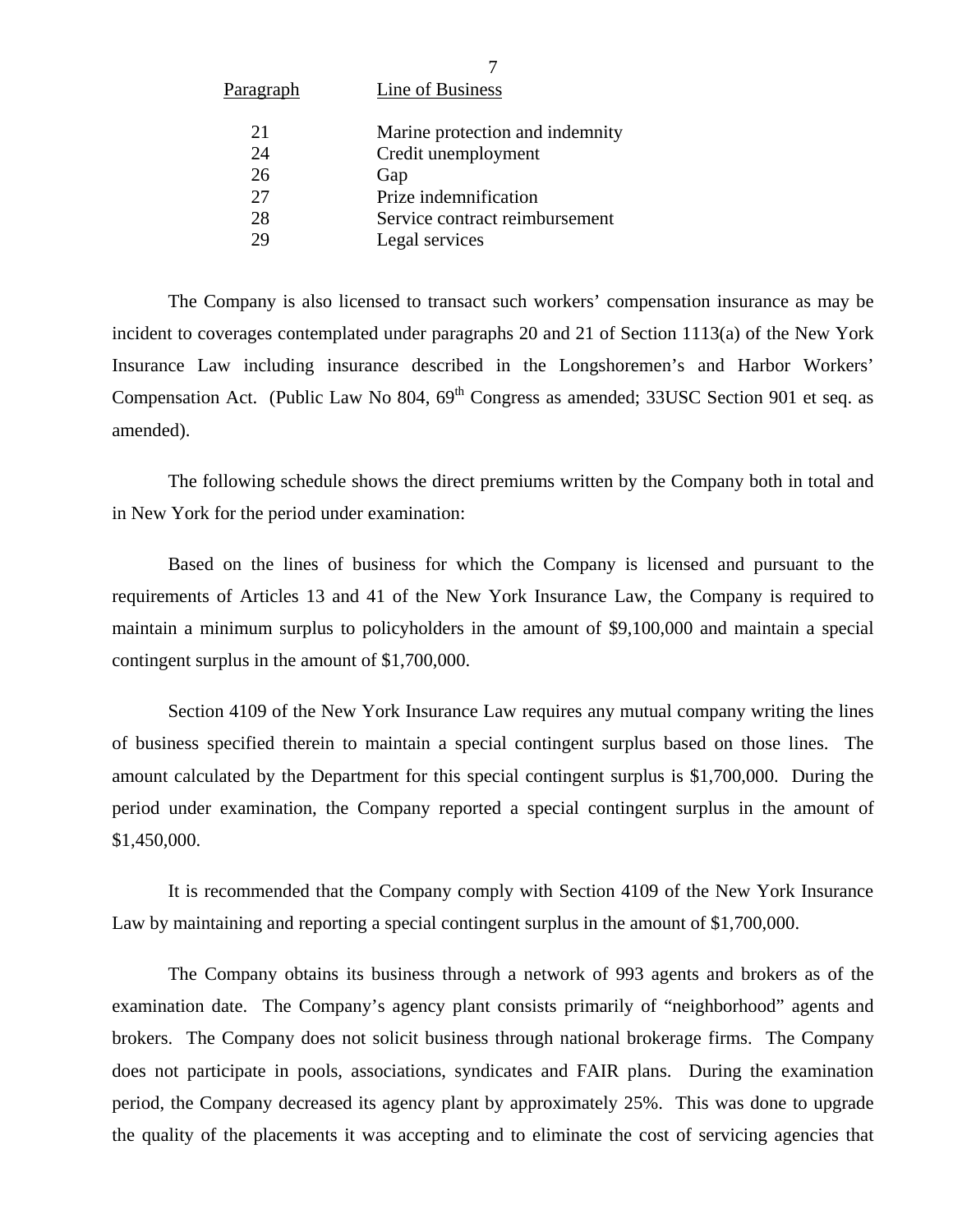| Paragraph | Line of Business |
|---|---|
| 21 | Marine protection and indemnity |
| 24 | Credit unemployment |
| 26 | Gap |
| 27 | Prize indemnification |
| 28 | Service contract reimbursement |
| 29 | Legal services |

The Company is also licensed to transact such workers' compensation insurance as may be incident to coverages contemplated under paragraphs 20 and 21 of Section 1113(a) of the New York Insurance Law including insurance described in the Longshoremen's and Harbor Workers' Compensation Act. (Public Law No 804, 69th Congress as amended; 33USC Section 901 et seq. as amended).

The following schedule shows the direct premiums written by the Company both in total and in New York for the period under examination:

Based on the lines of business for which the Company is licensed and pursuant to the requirements of Articles 13 and 41 of the New York Insurance Law, the Company is required to maintain a minimum surplus to policyholders in the amount of $9,100,000 and maintain a special contingent surplus in the amount of $1,700,000.

Section 4109 of the New York Insurance Law requires any mutual company writing the lines of business specified therein to maintain a special contingent surplus based on those lines. The amount calculated by the Department for this special contingent surplus is $1,700,000. During the period under examination, the Company reported a special contingent surplus in the amount of $1,450,000.

It is recommended that the Company comply with Section 4109 of the New York Insurance Law by maintaining and reporting a special contingent surplus in the amount of $1,700,000.

The Company obtains its business through a network of 993 agents and brokers as of the examination date. The Company's agency plant consists primarily of "neighborhood" agents and brokers. The Company does not solicit business through national brokerage firms. The Company does not participate in pools, associations, syndicates and FAIR plans. During the examination period, the Company decreased its agency plant by approximately 25%. This was done to upgrade the quality of the placements it was accepting and to eliminate the cost of servicing agencies that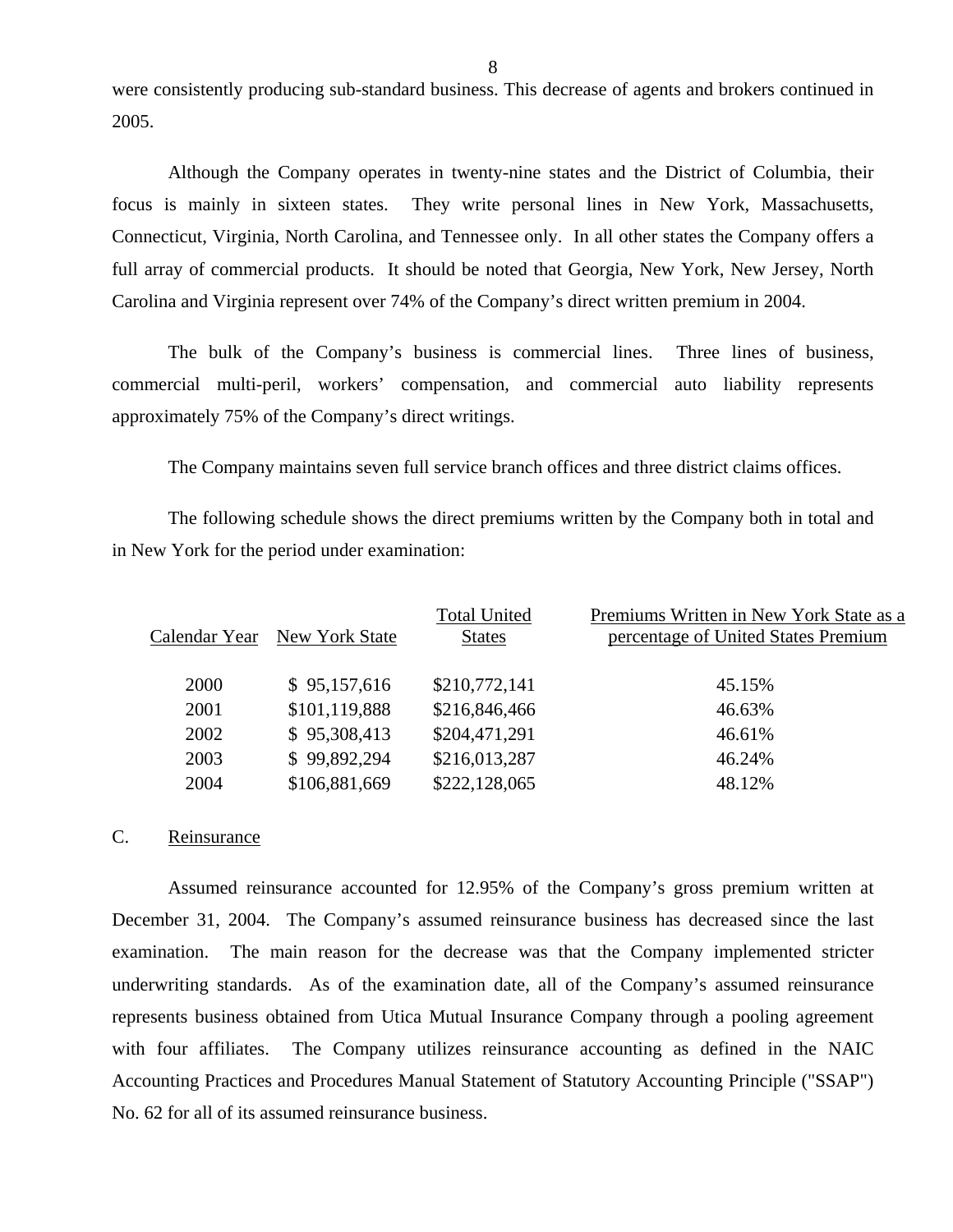were consistently producing sub-standard business. This decrease of agents and brokers continued in 2005.

Although the Company operates in twenty-nine states and the District of Columbia, their focus is mainly in sixteen states. They write personal lines in New York, Massachusetts, Connecticut, Virginia, North Carolina, and Tennessee only. In all other states the Company offers a full array of commercial products. It should be noted that Georgia, New York, New Jersey, North Carolina and Virginia represent over 74% of the Company's direct written premium in 2004.

The bulk of the Company's business is commercial lines. Three lines of business, commercial multi-peril, workers' compensation, and commercial auto liability represents approximately 75% of the Company's direct writings.

The Company maintains seven full service branch offices and three district claims offices.

The following schedule shows the direct premiums written by the Company both in total and in New York for the period under examination:

| Calendar Year | New York State | Total United States | Premiums Written in New York State as a percentage of United States Premium |
|---|---|---|---|
| 2000 | $ 95,157,616 | $210,772,141 | 45.15% |
| 2001 | $101,119,888 | $216,846,466 | 46.63% |
| 2002 | $ 95,308,413 | $204,471,291 | 46.61% |
| 2003 | $ 99,892,294 | $216,013,287 | 46.24% |
| 2004 | $106,881,669 | $222,128,065 | 48.12% |

## C. Reinsurance

Assumed reinsurance accounted for 12.95% of the Company's gross premium written at December 31, 2004. The Company's assumed reinsurance business has decreased since the last examination. The main reason for the decrease was that the Company implemented stricter underwriting standards. As of the examination date, all of the Company's assumed reinsurance represents business obtained from Utica Mutual Insurance Company through a pooling agreement with four affiliates. The Company utilizes reinsurance accounting as defined in the NAIC Accounting Practices and Procedures Manual Statement of Statutory Accounting Principle ("SSAP") No. 62 for all of its assumed reinsurance business.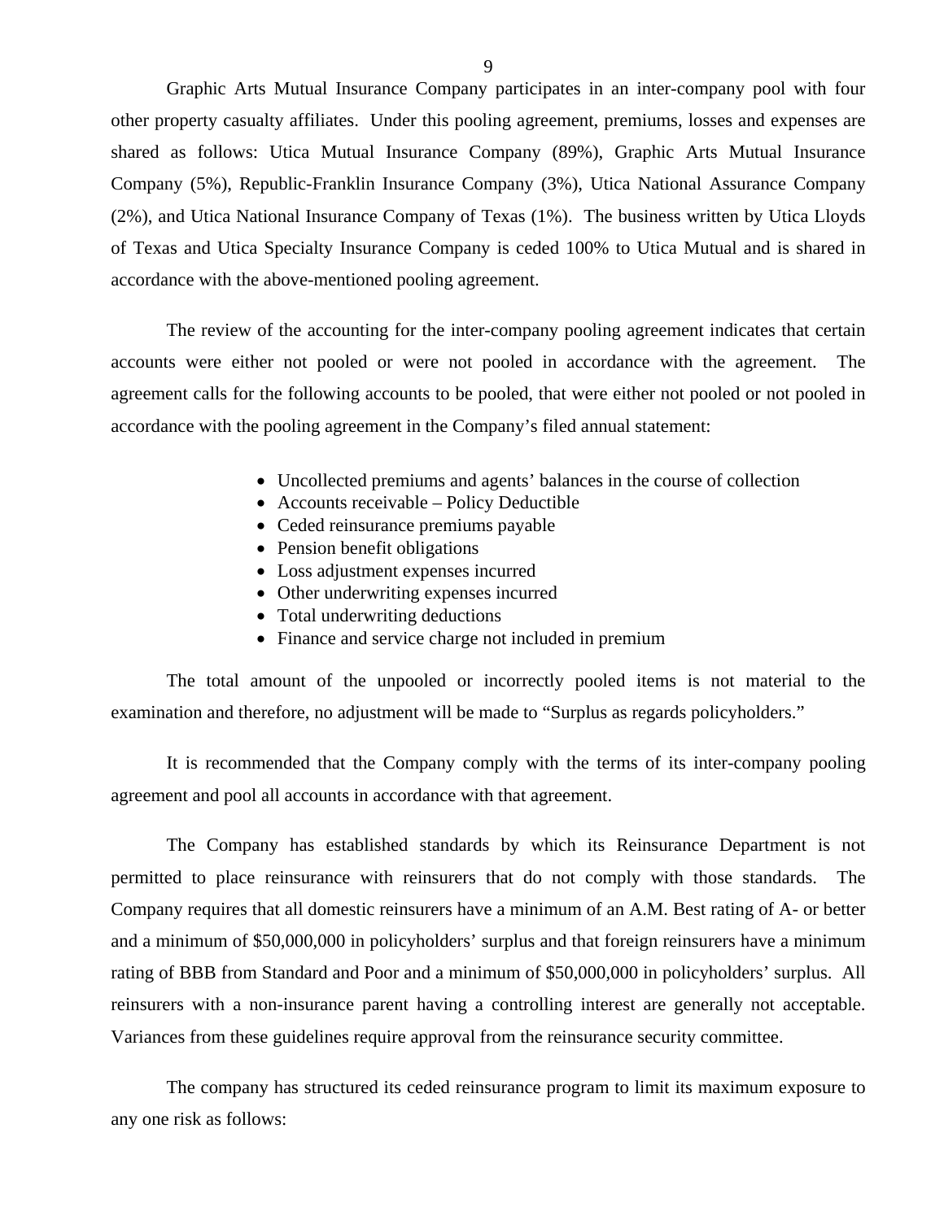Graphic Arts Mutual Insurance Company participates in an inter-company pool with four other property casualty affiliates. Under this pooling agreement, premiums, losses and expenses are shared as follows: Utica Mutual Insurance Company (89%), Graphic Arts Mutual Insurance Company (5%), Republic-Franklin Insurance Company (3%), Utica National Assurance Company (2%), and Utica National Insurance Company of Texas (1%). The business written by Utica Lloyds of Texas and Utica Specialty Insurance Company is ceded 100% to Utica Mutual and is shared in accordance with the above-mentioned pooling agreement.

The review of the accounting for the inter-company pooling agreement indicates that certain accounts were either not pooled or were not pooled in accordance with the agreement. The agreement calls for the following accounts to be pooled, that were either not pooled or not pooled in accordance with the pooling agreement in the Company's filed annual statement:

- Uncollected premiums and agents' balances in the course of collection
- Accounts receivable – Policy Deductible
- Ceded reinsurance premiums payable
- Pension benefit obligations
- Loss adjustment expenses incurred
- Other underwriting expenses incurred
- Total underwriting deductions
- Finance and service charge not included in premium

The total amount of the unpooled or incorrectly pooled items is not material to the examination and therefore, no adjustment will be made to "Surplus as regards policyholders."

It is recommended that the Company comply with the terms of its inter-company pooling agreement and pool all accounts in accordance with that agreement.

The Company has established standards by which its Reinsurance Department is not permitted to place reinsurance with reinsurers that do not comply with those standards. The Company requires that all domestic reinsurers have a minimum of an A.M. Best rating of A- or better and a minimum of $50,000,000 in policyholders' surplus and that foreign reinsurers have a minimum rating of BBB from Standard and Poor and a minimum of $50,000,000 in policyholders' surplus. All reinsurers with a non-insurance parent having a controlling interest are generally not acceptable. Variances from these guidelines require approval from the reinsurance security committee.

The company has structured its ceded reinsurance program to limit its maximum exposure to any one risk as follows: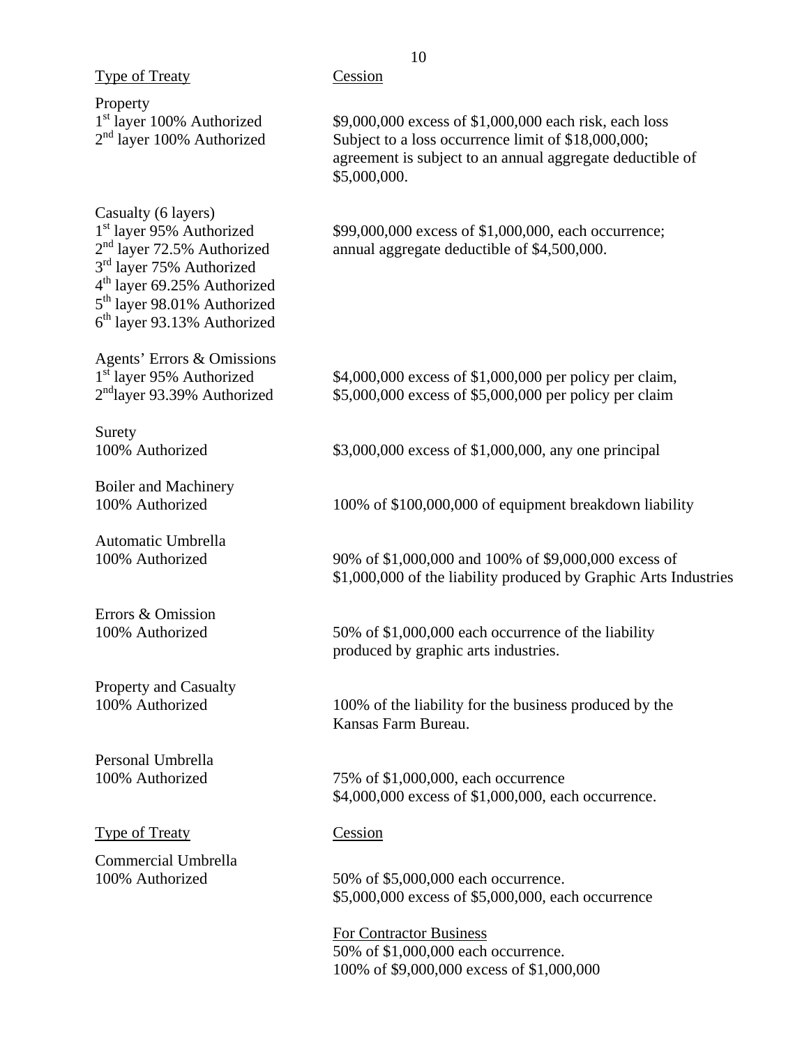| Type of Treaty | Cession |
|---|---|
| **Property** | |
| 1st layer 100% Authorized<br>2nd layer 100% Authorized | $9,000,000 excess of $1,000,000 each risk, each loss Subject to a loss occurrence limit of $18,000,000; agreement is subject to an annual aggregate deductible of $5,000,000. |
| **Casualty (6 layers)** | |
| 1st layer 95% Authorized<br>2nd layer 72.5% Authorized<br>3rd layer 75% Authorized<br>4th layer 69.25% Authorized<br>5th layer 98.01% Authorized<br>6th layer 93.13% Authorized | $99,000,000 excess of $1,000,000, each occurrence; annual aggregate deductible of $4,500,000. |
| **Agents' Errors & Omissions** | |
| 1st layer 95% Authorized<br>2nd layer 93.39% Authorized | $4,000,000 excess of $1,000,000 per policy per claim,<br>$5,000,000 excess of $5,000,000 per policy per claim |
| **Surety** | |
| 100% Authorized | $3,000,000 excess of $1,000,000, any one principal |
| **Boiler and Machinery** | |
| 100% Authorized | 100% of $100,000,000 of equipment breakdown liability |
| **Automatic Umbrella** | |
| 100% Authorized | 90% of $1,000,000 and 100% of $9,000,000 excess of $1,000,000 of the liability produced by Graphic Arts Industries |
| **Errors & Omission** | |
| 100% Authorized | 50% of $1,000,000 each occurrence of the liability produced by graphic arts industries. |
| **Property and Casualty** | |
| 100% Authorized | 100% of the liability for the business produced by the Kansas Farm Bureau. |
| **Personal Umbrella** | |
| 100% Authorized | 75% of $1,000,000, each occurrence<br>$4,000,000 excess of $1,000,000, each occurrence. |

| Type of Treaty | Cession |
|---|---|
| **Commercial Umbrella** | |
| 100% Authorized | 50% of $5,000,000 each occurrence.<br>$5,000,000 excess of $5,000,000, each occurrence<br><br>For Contractor Business<br>50% of $1,000,000 each occurrence.<br>100% of $9,000,000 excess of $1,000,000 |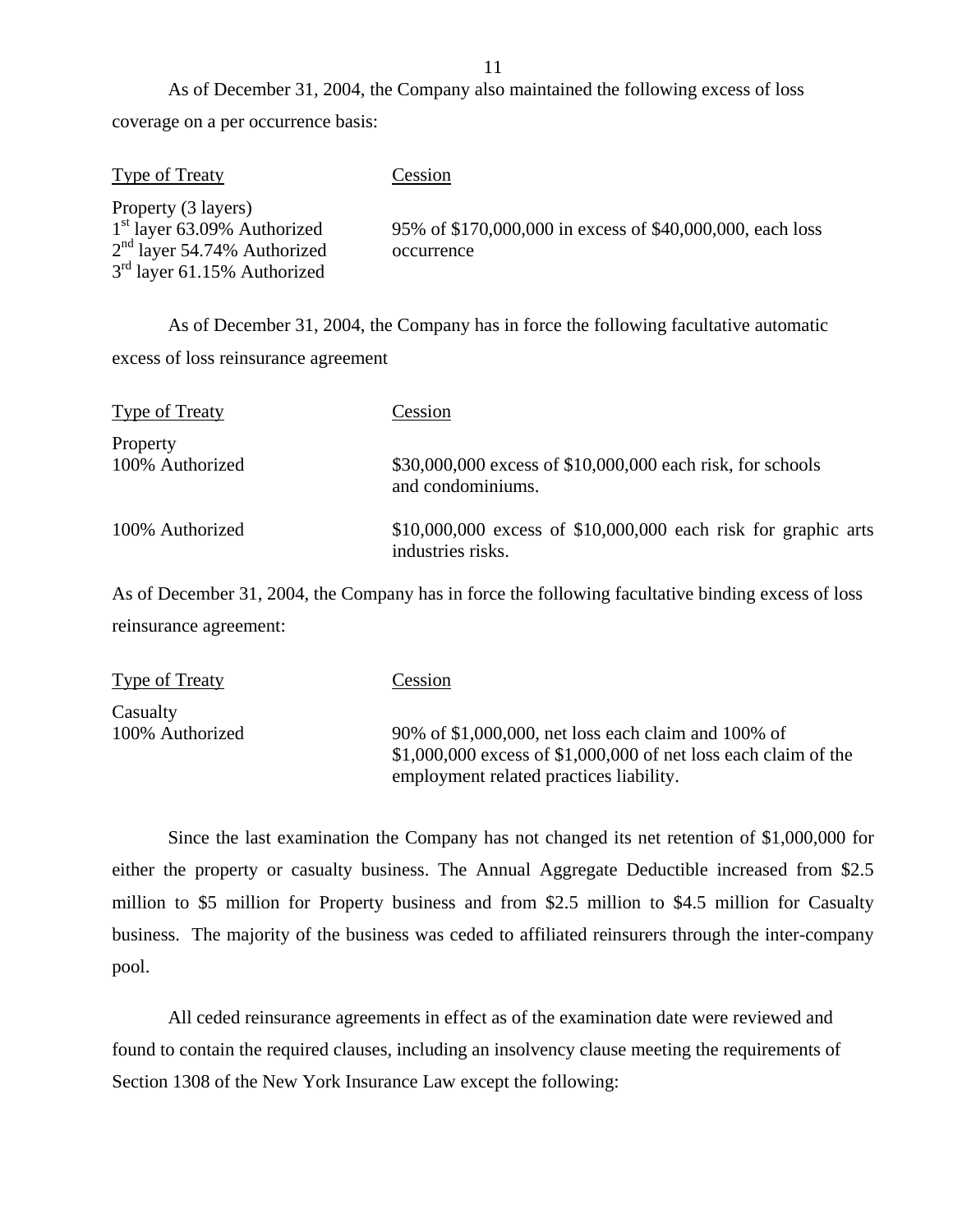As of December 31, 2004, the Company also maintained the following excess of loss coverage on a per occurrence basis:

| Type of Treaty | Cession |
|---|---|
| Property (3 layers)<br>1st layer 63.09% Authorized<br>2nd layer 54.74% Authorized<br>3rd layer 61.15% Authorized | 95% of $170,000,000 in excess of $40,000,000, each loss occurrence |

As of December 31, 2004, the Company has in force the following facultative automatic excess of loss reinsurance agreement

| Type of Treaty | Cession |
|---|---|
| Property<br>100% Authorized | $30,000,000 excess of $10,000,000 each risk, for schools and condominiums. |
| 100% Authorized | $10,000,000 excess of $10,000,000 each risk for graphic arts industries risks. |

As of December 31, 2004, the Company has in force the following facultative binding excess of loss reinsurance agreement:

| Type of Treaty | Cession |
|---|---|
| Casualty<br>100% Authorized | 90% of $1,000,000, net loss each claim and 100% of $1,000,000 excess of $1,000,000 of net loss each claim of the employment related practices liability. |

Since the last examination the Company has not changed its net retention of $1,000,000 for either the property or casualty business. The Annual Aggregate Deductible increased from $2.5 million to $5 million for Property business and from $2.5 million to $4.5 million for Casualty business. The majority of the business was ceded to affiliated reinsurers through the inter-company pool.

All ceded reinsurance agreements in effect as of the examination date were reviewed and found to contain the required clauses, including an insolvency clause meeting the requirements of Section 1308 of the New York Insurance Law except the following: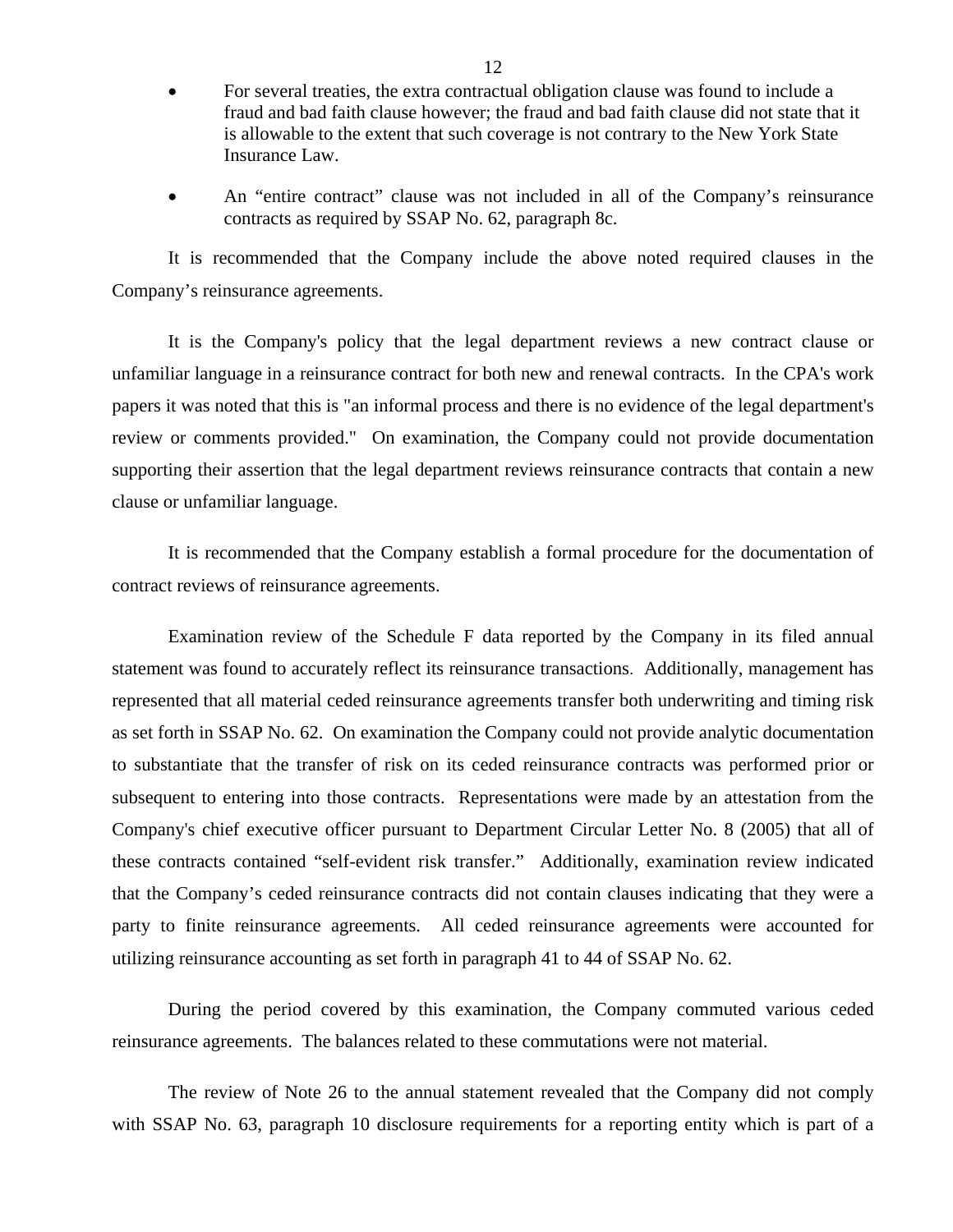- For several treaties, the extra contractual obligation clause was found to include a fraud and bad faith clause however; the fraud and bad faith clause did not state that it is allowable to the extent that such coverage is not contrary to the New York State Insurance Law.

- An “entire contract” clause was not included in all of the Company’s reinsurance contracts as required by SSAP No. 62, paragraph 8c.

It is recommended that the Company include the above noted required clauses in the Company’s reinsurance agreements.

It is the Company's policy that the legal department reviews a new contract clause or unfamiliar language in a reinsurance contract for both new and renewal contracts. In the CPA's work papers it was noted that this is "an informal process and there is no evidence of the legal department's review or comments provided." On examination, the Company could not provide documentation supporting their assertion that the legal department reviews reinsurance contracts that contain a new clause or unfamiliar language.

It is recommended that the Company establish a formal procedure for the documentation of contract reviews of reinsurance agreements.

Examination review of the Schedule F data reported by the Company in its filed annual statement was found to accurately reflect its reinsurance transactions. Additionally, management has represented that all material ceded reinsurance agreements transfer both underwriting and timing risk as set forth in SSAP No. 62. On examination the Company could not provide analytic documentation to substantiate that the transfer of risk on its ceded reinsurance contracts was performed prior or subsequent to entering into those contracts. Representations were made by an attestation from the Company's chief executive officer pursuant to Department Circular Letter No. 8 (2005) that all of these contracts contained “self-evident risk transfer.” Additionally, examination review indicated that the Company’s ceded reinsurance contracts did not contain clauses indicating that they were a party to finite reinsurance agreements. All ceded reinsurance agreements were accounted for utilizing reinsurance accounting as set forth in paragraph 41 to 44 of SSAP No. 62.

During the period covered by this examination, the Company commuted various ceded reinsurance agreements. The balances related to these commutations were not material.

The review of Note 26 to the annual statement revealed that the Company did not comply with SSAP No. 63, paragraph 10 disclosure requirements for a reporting entity which is part of a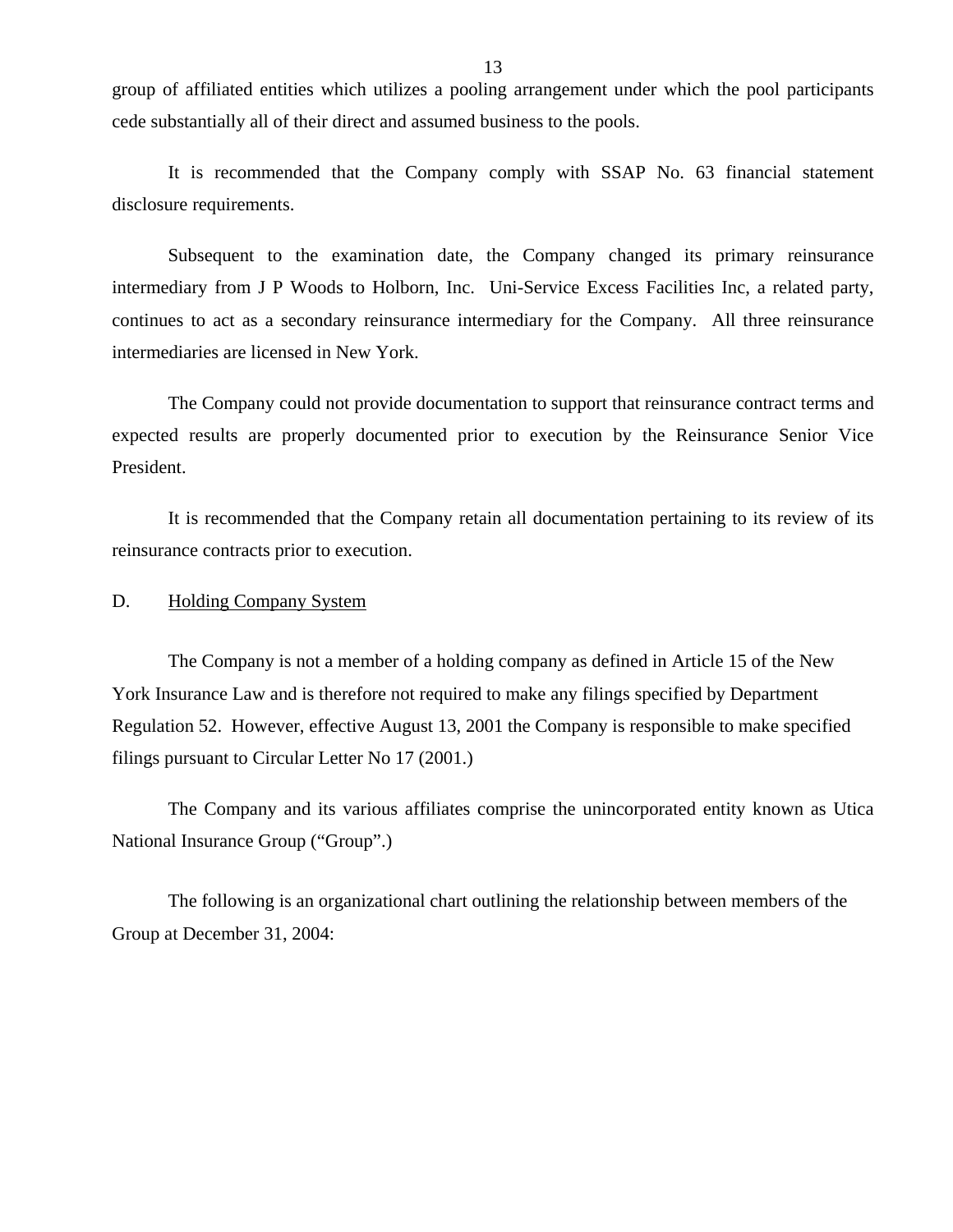group of affiliated entities which utilizes a pooling arrangement under which the pool participants cede substantially all of their direct and assumed business to the pools.

It is recommended that the Company comply with SSAP No. 63 financial statement disclosure requirements.

Subsequent to the examination date, the Company changed its primary reinsurance intermediary from J P Woods to Holborn, Inc. Uni-Service Excess Facilities Inc, a related party, continues to act as a secondary reinsurance intermediary for the Company. All three reinsurance intermediaries are licensed in New York.

The Company could not provide documentation to support that reinsurance contract terms and expected results are properly documented prior to execution by the Reinsurance Senior Vice President.

It is recommended that the Company retain all documentation pertaining to its review of its reinsurance contracts prior to execution.

## D. Holding Company System

The Company is not a member of a holding company as defined in Article 15 of the New York Insurance Law and is therefore not required to make any filings specified by Department Regulation 52. However, effective August 13, 2001 the Company is responsible to make specified filings pursuant to Circular Letter No 17 (2001.)

The Company and its various affiliates comprise the unincorporated entity known as Utica National Insurance Group ("Group".)

The following is an organizational chart outlining the relationship between members of the Group at December 31, 2004: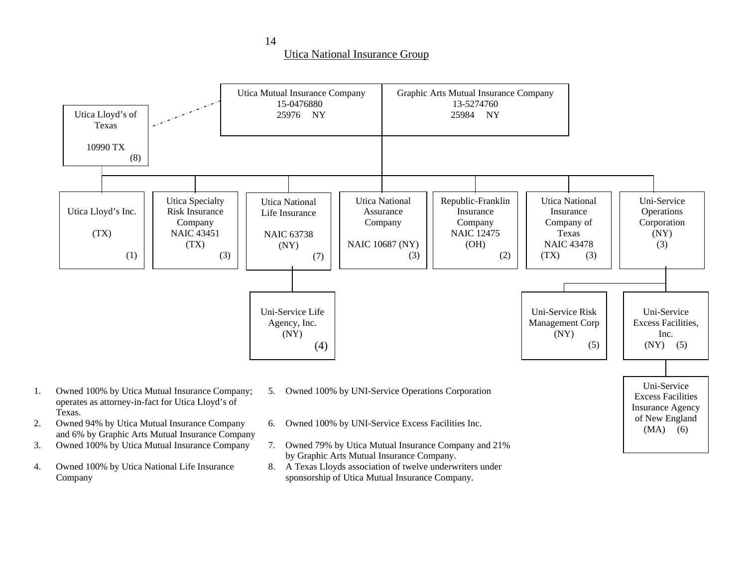## Utica National Insurance Group

**Utica Mutual Insurance Company**
15-0476880
25976 NY

**Graphic Arts Mutual Insurance Company**
13-5274760
25984 NY

**Utica Lloyd's of Texas**
10990 TX
(8)

Subsidiaries:

- Utica Lloyd's Inc. (TX) (1)
- Utica Specialty Risk Insurance Company NAIC 43451 (TX) (3)
- Utica National Life Insurance NAIC 63738 (NY) (7)
  - Uni-Service Life Agency, Inc. (NY) (4)
- Utica National Assurance Company NAIC 10687 (NY) (3)
- Republic-Franklin Insurance Company NAIC 12475 (OH) (2)
- Utica National Insurance Company of Texas NAIC 43478 (TX) (3)
- Uni-Service Operations Corporation (NY) (3)
  - Uni-Service Risk Management Corp (NY) (5)
  - Uni-Service Excess Facilities, Inc. (NY) (5)
    - Uni-Service Excess Facilities Insurance Agency of New England (MA) (6)

1. Owned 100% by Utica Mutual Insurance Company; operates as attorney-in-fact for Utica Lloyd's of Texas.
2. Owned 94% by Utica Mutual Insurance Company and 6% by Graphic Arts Mutual Insurance Company
3. Owned 100% by Utica Mutual Insurance Company
4. Owned 100% by Utica National Life Insurance Company
5. Owned 100% by UNI-Service Operations Corporation
6. Owned 100% by UNI-Service Excess Facilities Inc.
7. Owned 79% by Utica Mutual Insurance Company and 21% by Graphic Arts Mutual Insurance Company.
8. A Texas Lloyds association of twelve underwriters under sponsorship of Utica Mutual Insurance Company.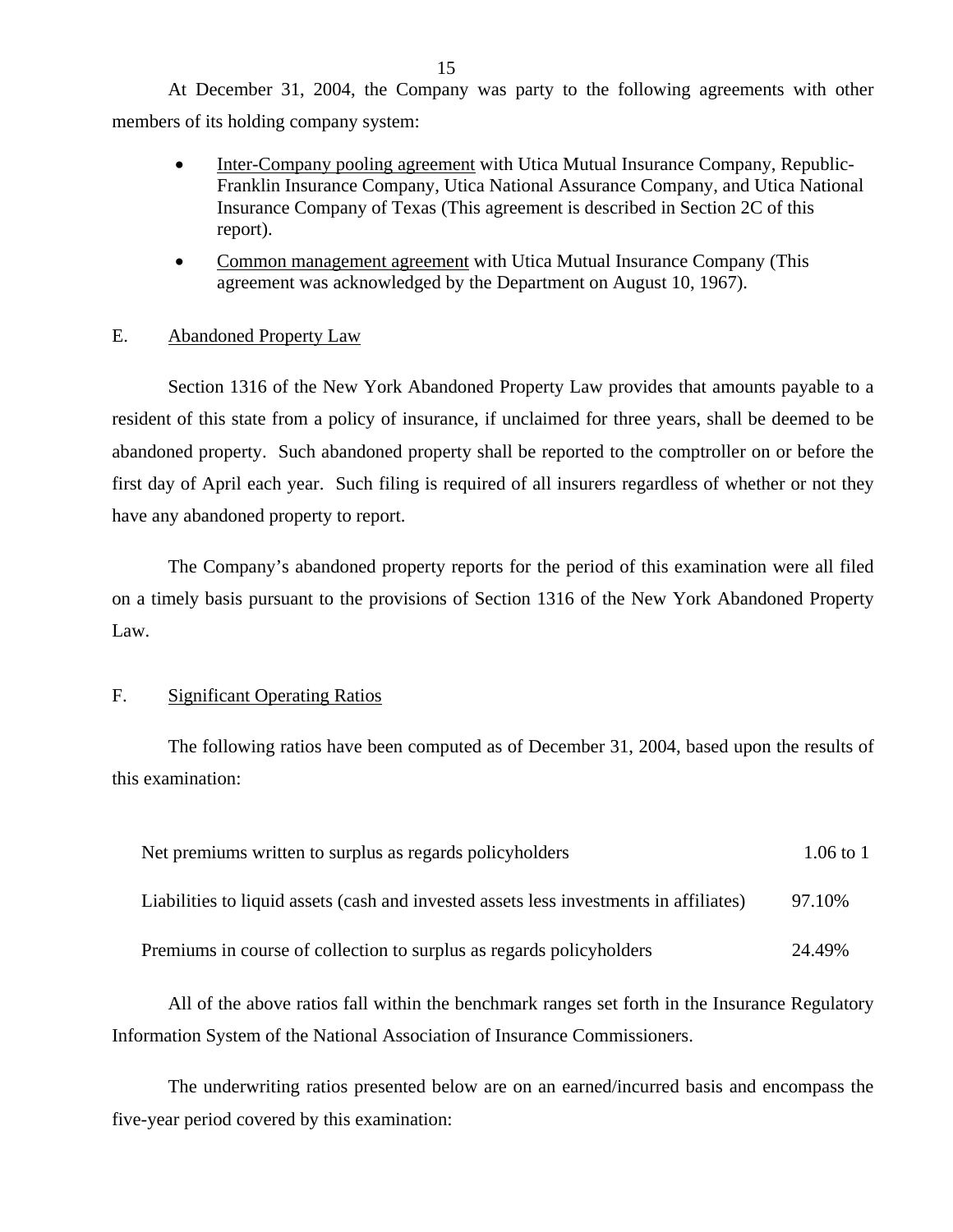At December 31, 2004, the Company was party to the following agreements with other members of its holding company system:

- Inter-Company pooling agreement with Utica Mutual Insurance Company, Republic-Franklin Insurance Company, Utica National Assurance Company, and Utica National Insurance Company of Texas (This agreement is described in Section 2C of this report).
- Common management agreement with Utica Mutual Insurance Company (This agreement was acknowledged by the Department on August 10, 1967).

## E. Abandoned Property Law

Section 1316 of the New York Abandoned Property Law provides that amounts payable to a resident of this state from a policy of insurance, if unclaimed for three years, shall be deemed to be abandoned property. Such abandoned property shall be reported to the comptroller on or before the first day of April each year. Such filing is required of all insurers regardless of whether or not they have any abandoned property to report.

The Company's abandoned property reports for the period of this examination were all filed on a timely basis pursuant to the provisions of Section 1316 of the New York Abandoned Property Law.

## F. Significant Operating Ratios

The following ratios have been computed as of December 31, 2004, based upon the results of this examination:

| | |
|---|---|
| Net premiums written to surplus as regards policyholders | 1.06 to 1 |
| Liabilities to liquid assets (cash and invested assets less investments in affiliates) | 97.10% |
| Premiums in course of collection to surplus as regards policyholders | 24.49% |

All of the above ratios fall within the benchmark ranges set forth in the Insurance Regulatory Information System of the National Association of Insurance Commissioners.

The underwriting ratios presented below are on an earned/incurred basis and encompass the five-year period covered by this examination: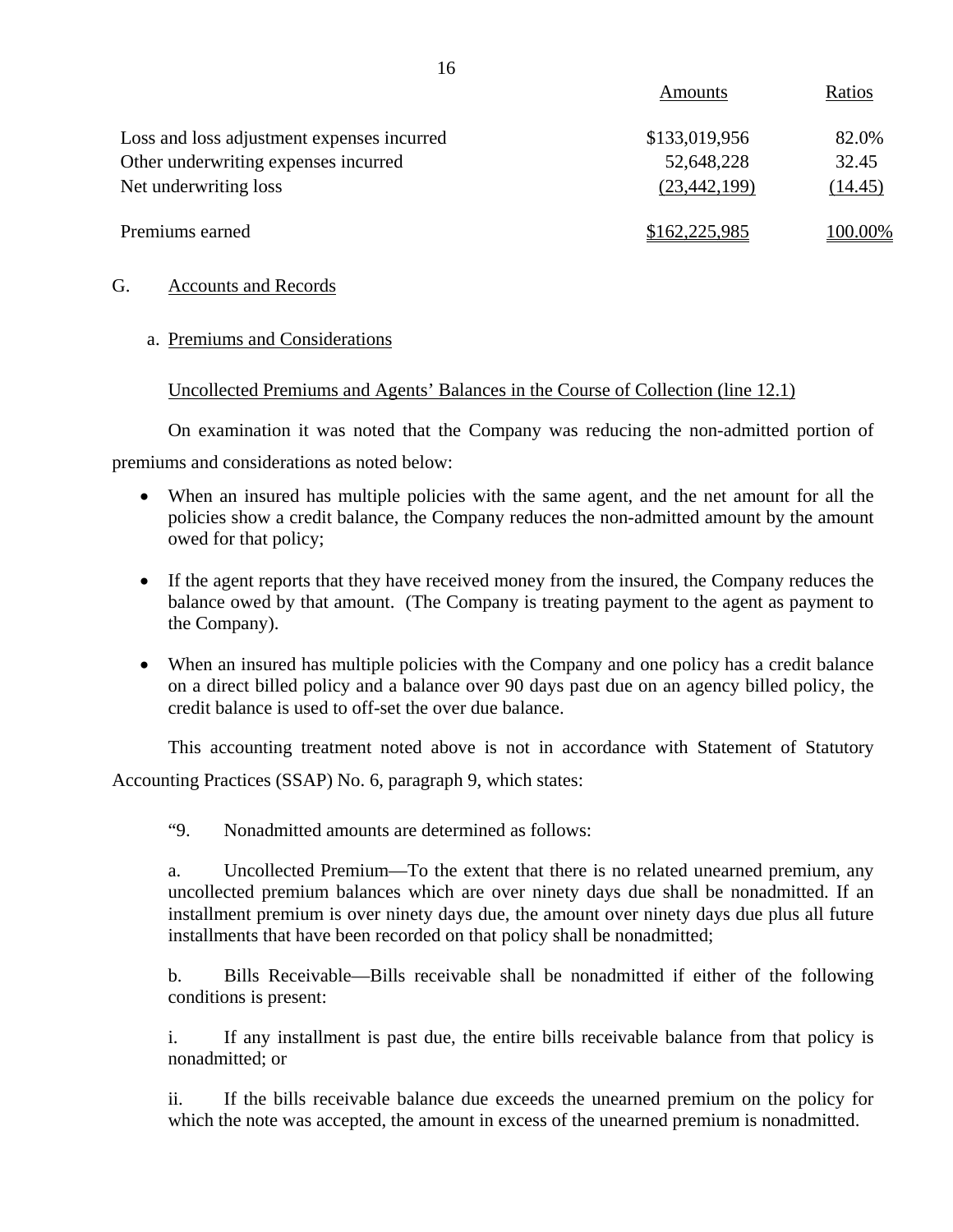| | Amounts | Ratios |
|---|---|---|
| Loss and loss adjustment expenses incurred | $133,019,956 | 82.0% |
| Other underwriting expenses incurred | 52,648,228 | 32.45 |
| Net underwriting loss | (23,442,199) | (14.45) |
| Premiums earned | $162,225,985 | 100.00% |

G. Accounts and Records

a. Premiums and Considerations

Uncollected Premiums and Agents' Balances in the Course of Collection (line 12.1)

On examination it was noted that the Company was reducing the non-admitted portion of premiums and considerations as noted below:

- When an insured has multiple policies with the same agent, and the net amount for all the policies show a credit balance, the Company reduces the non-admitted amount by the amount owed for that policy;
- If the agent reports that they have received money from the insured, the Company reduces the balance owed by that amount. (The Company is treating payment to the agent as payment to the Company).
- When an insured has multiple policies with the Company and one policy has a credit balance on a direct billed policy and a balance over 90 days past due on an agency billed policy, the credit balance is used to off-set the over due balance.

This accounting treatment noted above is not in accordance with Statement of Statutory Accounting Practices (SSAP) No. 6, paragraph 9, which states:

"9. Nonadmitted amounts are determined as follows:

a. Uncollected Premium—To the extent that there is no related unearned premium, any uncollected premium balances which are over ninety days due shall be nonadmitted. If an installment premium is over ninety days due, the amount over ninety days due plus all future installments that have been recorded on that policy shall be nonadmitted;

b. Bills Receivable—Bills receivable shall be nonadmitted if either of the following conditions is present:

i. If any installment is past due, the entire bills receivable balance from that policy is nonadmitted; or

ii. If the bills receivable balance due exceeds the unearned premium on the policy for which the note was accepted, the amount in excess of the unearned premium is nonadmitted.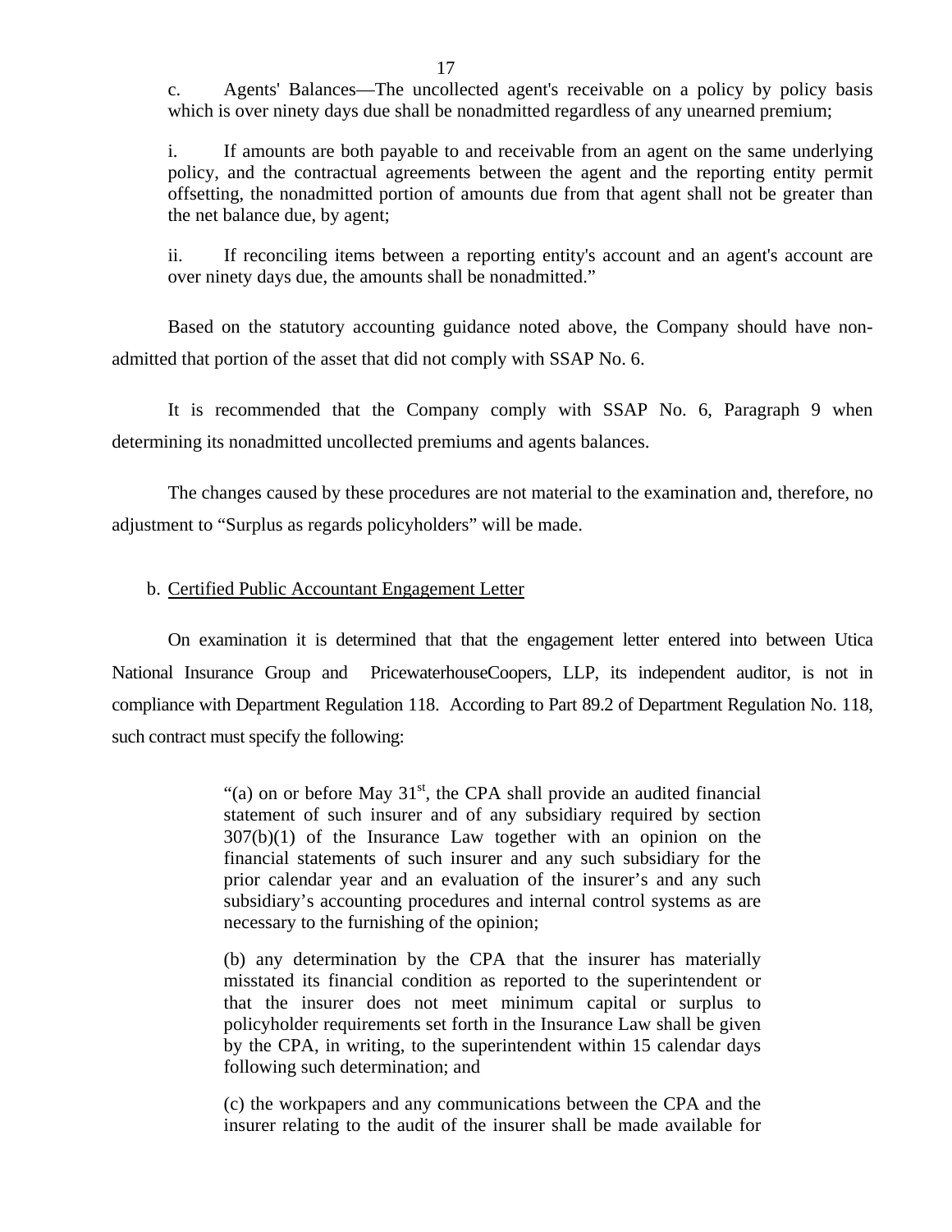c. Agents' Balances—The uncollected agent's receivable on a policy by policy basis which is over ninety days due shall be nonadmitted regardless of any unearned premium;

i. If amounts are both payable to and receivable from an agent on the same underlying policy, and the contractual agreements between the agent and the reporting entity permit offsetting, the nonadmitted portion of amounts due from that agent shall not be greater than the net balance due, by agent;

ii. If reconciling items between a reporting entity's account and an agent's account are over ninety days due, the amounts shall be nonadmitted."

Based on the statutory accounting guidance noted above, the Company should have non-admitted that portion of the asset that did not comply with SSAP No. 6.

It is recommended that the Company comply with SSAP No. 6, Paragraph 9 when determining its nonadmitted uncollected premiums and agents balances.

The changes caused by these procedures are not material to the examination and, therefore, no adjustment to "Surplus as regards policyholders" will be made.

b. Certified Public Accountant Engagement Letter

On examination it is determined that that the engagement letter entered into between Utica National Insurance Group and PricewaterhouseCoopers, LLP, its independent auditor, is not in compliance with Department Regulation 118. According to Part 89.2 of Department Regulation No. 118, such contract must specify the following:

> "(a) on or before May 31st, the CPA shall provide an audited financial statement of such insurer and of any subsidiary required by section 307(b)(1) of the Insurance Law together with an opinion on the financial statements of such insurer and any such subsidiary for the prior calendar year and an evaluation of the insurer's and any such subsidiary's accounting procedures and internal control systems as are necessary to the furnishing of the opinion;
>
> (b) any determination by the CPA that the insurer has materially misstated its financial condition as reported to the superintendent or that the insurer does not meet minimum capital or surplus to policyholder requirements set forth in the Insurance Law shall be given by the CPA, in writing, to the superintendent within 15 calendar days following such determination; and
>
> (c) the workpapers and any communications between the CPA and the insurer relating to the audit of the insurer shall be made available for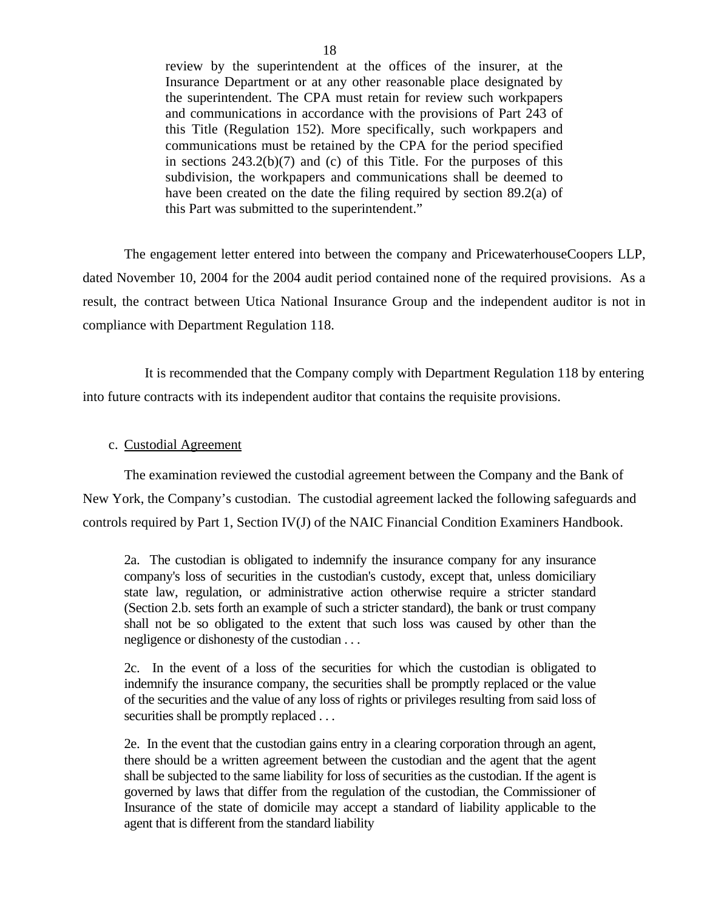> review by the superintendent at the offices of the insurer, at the Insurance Department or at any other reasonable place designated by the superintendent. The CPA must retain for review such workpapers and communications in accordance with the provisions of Part 243 of this Title (Regulation 152). More specifically, such workpapers and communications must be retained by the CPA for the period specified in sections 243.2(b)(7) and (c) of this Title. For the purposes of this subdivision, the workpapers and communications shall be deemed to have been created on the date the filing required by section 89.2(a) of this Part was submitted to the superintendent."

The engagement letter entered into between the company and PricewaterhouseCoopers LLP, dated November 10, 2004 for the 2004 audit period contained none of the required provisions. As a result, the contract between Utica National Insurance Group and the independent auditor is not in compliance with Department Regulation 118.

It is recommended that the Company comply with Department Regulation 118 by entering into future contracts with its independent auditor that contains the requisite provisions.

c. Custodial Agreement

The examination reviewed the custodial agreement between the Company and the Bank of New York, the Company's custodian. The custodial agreement lacked the following safeguards and controls required by Part 1, Section IV(J) of the NAIC Financial Condition Examiners Handbook.

> 2a. The custodian is obligated to indemnify the insurance company for any insurance company's loss of securities in the custodian's custody, except that, unless domiciliary state law, regulation, or administrative action otherwise require a stricter standard (Section 2.b. sets forth an example of such a stricter standard), the bank or trust company shall not be so obligated to the extent that such loss was caused by other than the negligence or dishonesty of the custodian . . .
>
> 2c. In the event of a loss of the securities for which the custodian is obligated to indemnify the insurance company, the securities shall be promptly replaced or the value of the securities and the value of any loss of rights or privileges resulting from said loss of securities shall be promptly replaced . . .
>
> 2e. In the event that the custodian gains entry in a clearing corporation through an agent, there should be a written agreement between the custodian and the agent that the agent shall be subjected to the same liability for loss of securities as the custodian. If the agent is governed by laws that differ from the regulation of the custodian, the Commissioner of Insurance of the state of domicile may accept a standard of liability applicable to the agent that is different from the standard liability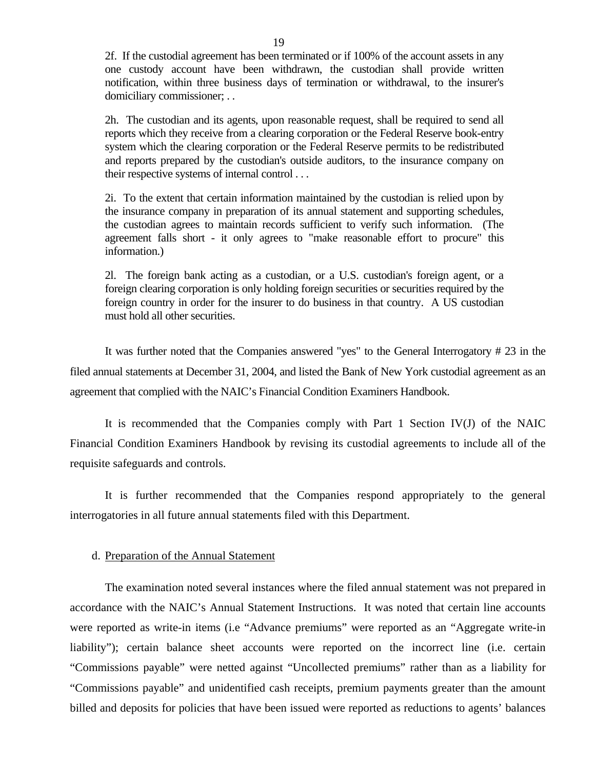> 2f. If the custodial agreement has been terminated or if 100% of the account assets in any one custody account have been withdrawn, the custodian shall provide written notification, within three business days of termination or withdrawal, to the insurer's domiciliary commissioner; . .
>
> 2h. The custodian and its agents, upon reasonable request, shall be required to send all reports which they receive from a clearing corporation or the Federal Reserve book-entry system which the clearing corporation or the Federal Reserve permits to be redistributed and reports prepared by the custodian's outside auditors, to the insurance company on their respective systems of internal control . . .
>
> 2i. To the extent that certain information maintained by the custodian is relied upon by the insurance company in preparation of its annual statement and supporting schedules, the custodian agrees to maintain records sufficient to verify such information. (The agreement falls short - it only agrees to "make reasonable effort to procure" this information.)
>
> 2l. The foreign bank acting as a custodian, or a U.S. custodian's foreign agent, or a foreign clearing corporation is only holding foreign securities or securities required by the foreign country in order for the insurer to do business in that country. A US custodian must hold all other securities.

It was further noted that the Companies answered "yes" to the General Interrogatory # 23 in the filed annual statements at December 31, 2004, and listed the Bank of New York custodial agreement as an agreement that complied with the NAIC's Financial Condition Examiners Handbook.

It is recommended that the Companies comply with Part 1 Section IV(J) of the NAIC Financial Condition Examiners Handbook by revising its custodial agreements to include all of the requisite safeguards and controls.

It is further recommended that the Companies respond appropriately to the general interrogatories in all future annual statements filed with this Department.

d. Preparation of the Annual Statement

The examination noted several instances where the filed annual statement was not prepared in accordance with the NAIC's Annual Statement Instructions. It was noted that certain line accounts were reported as write-in items (i.e "Advance premiums" were reported as an "Aggregate write-in liability"); certain balance sheet accounts were reported on the incorrect line (i.e. certain "Commissions payable" were netted against "Uncollected premiums" rather than as a liability for "Commissions payable" and unidentified cash receipts, premium payments greater than the amount billed and deposits for policies that have been issued were reported as reductions to agents' balances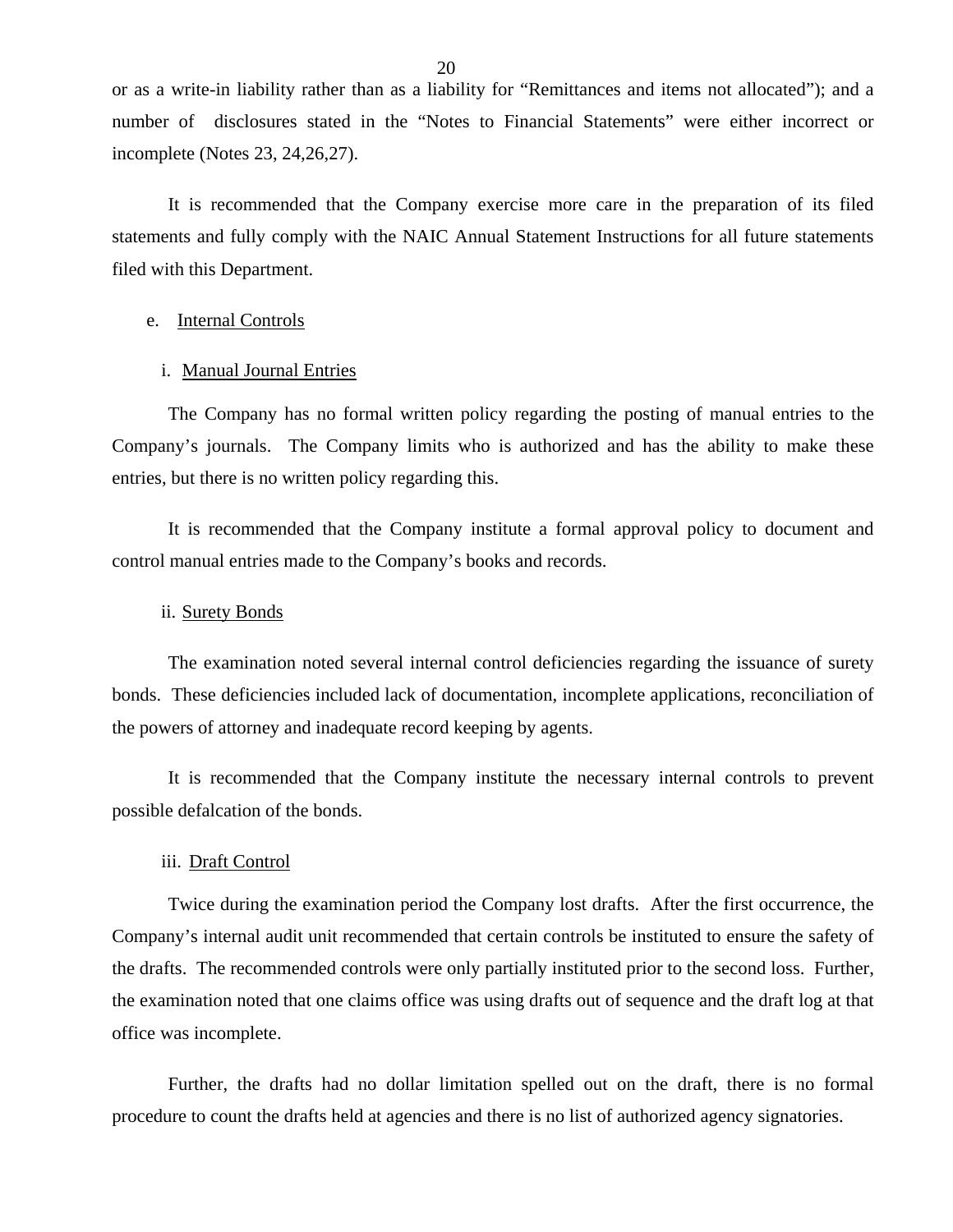or as a write-in liability rather than as a liability for "Remittances and items not allocated"); and a number of disclosures stated in the "Notes to Financial Statements" were either incorrect or incomplete (Notes 23, 24,26,27).

It is recommended that the Company exercise more care in the preparation of its filed statements and fully comply with the NAIC Annual Statement Instructions for all future statements filed with this Department.

### e. Internal Controls

#### i. Manual Journal Entries

The Company has no formal written policy regarding the posting of manual entries to the Company's journals. The Company limits who is authorized and has the ability to make these entries, but there is no written policy regarding this.

It is recommended that the Company institute a formal approval policy to document and control manual entries made to the Company's books and records.

#### ii. Surety Bonds

The examination noted several internal control deficiencies regarding the issuance of surety bonds. These deficiencies included lack of documentation, incomplete applications, reconciliation of the powers of attorney and inadequate record keeping by agents.

It is recommended that the Company institute the necessary internal controls to prevent possible defalcation of the bonds.

#### iii. Draft Control

Twice during the examination period the Company lost drafts. After the first occurrence, the Company's internal audit unit recommended that certain controls be instituted to ensure the safety of the drafts. The recommended controls were only partially instituted prior to the second loss. Further, the examination noted that one claims office was using drafts out of sequence and the draft log at that office was incomplete.

Further, the drafts had no dollar limitation spelled out on the draft, there is no formal procedure to count the drafts held at agencies and there is no list of authorized agency signatories.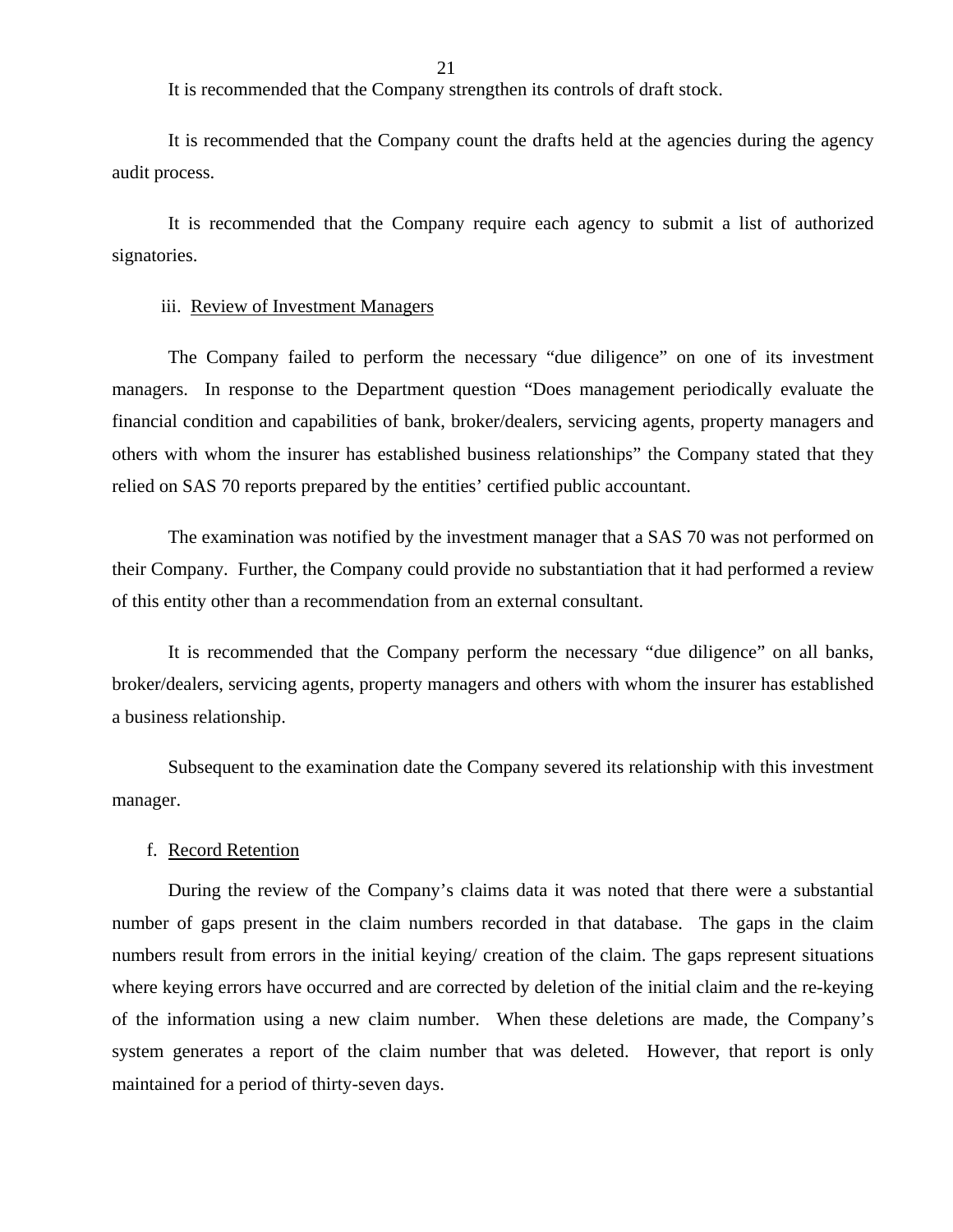It is recommended that the Company strengthen its controls of draft stock.

It is recommended that the Company count the drafts held at the agencies during the agency audit process.

It is recommended that the Company require each agency to submit a list of authorized signatories.

iii. Review of Investment Managers

The Company failed to perform the necessary "due diligence" on one of its investment managers. In response to the Department question "Does management periodically evaluate the financial condition and capabilities of bank, broker/dealers, servicing agents, property managers and others with whom the insurer has established business relationships" the Company stated that they relied on SAS 70 reports prepared by the entities' certified public accountant.

The examination was notified by the investment manager that a SAS 70 was not performed on their Company. Further, the Company could provide no substantiation that it had performed a review of this entity other than a recommendation from an external consultant.

It is recommended that the Company perform the necessary "due diligence" on all banks, broker/dealers, servicing agents, property managers and others with whom the insurer has established a business relationship.

Subsequent to the examination date the Company severed its relationship with this investment manager.

f. Record Retention

During the review of the Company's claims data it was noted that there were a substantial number of gaps present in the claim numbers recorded in that database. The gaps in the claim numbers result from errors in the initial keying/ creation of the claim. The gaps represent situations where keying errors have occurred and are corrected by deletion of the initial claim and the re-keying of the information using a new claim number. When these deletions are made, the Company's system generates a report of the claim number that was deleted. However, that report is only maintained for a period of thirty-seven days.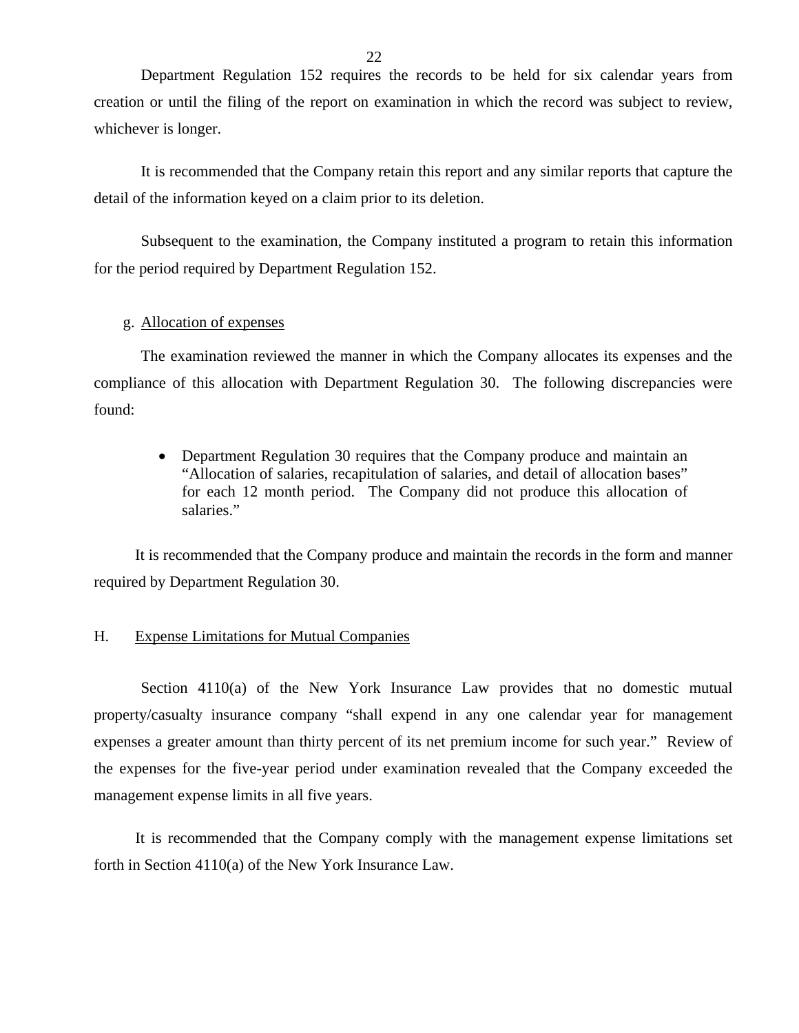Department Regulation 152 requires the records to be held for six calendar years from creation or until the filing of the report on examination in which the record was subject to review, whichever is longer.

It is recommended that the Company retain this report and any similar reports that capture the detail of the information keyed on a claim prior to its deletion.

Subsequent to the examination, the Company instituted a program to retain this information for the period required by Department Regulation 152.

g. Allocation of expenses

The examination reviewed the manner in which the Company allocates its expenses and the compliance of this allocation with Department Regulation 30. The following discrepancies were found:

- Department Regulation 30 requires that the Company produce and maintain an "Allocation of salaries, recapitulation of salaries, and detail of allocation bases" for each 12 month period. The Company did not produce this allocation of salaries."

It is recommended that the Company produce and maintain the records in the form and manner required by Department Regulation 30.

## H. Expense Limitations for Mutual Companies

Section 4110(a) of the New York Insurance Law provides that no domestic mutual property/casualty insurance company "shall expend in any one calendar year for management expenses a greater amount than thirty percent of its net premium income for such year." Review of the expenses for the five-year period under examination revealed that the Company exceeded the management expense limits in all five years.

It is recommended that the Company comply with the management expense limitations set forth in Section 4110(a) of the New York Insurance Law.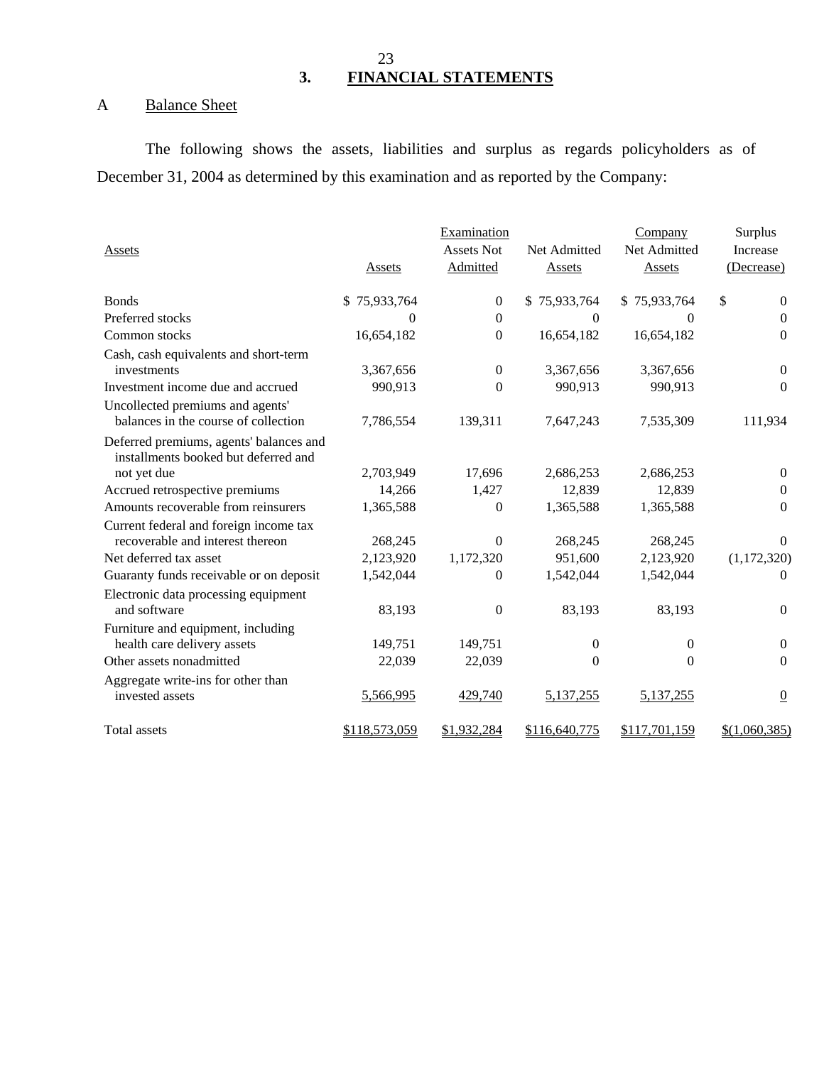## 3. FINANCIAL STATEMENTS

### A Balance Sheet

The following shows the assets, liabilities and surplus as regards policyholders as of December 31, 2004 as determined by this examination and as reported by the Company:

| Assets | Assets | Examination Assets Not Admitted | Net Admitted Assets | Company Net Admitted Assets | Surplus Increase (Decrease) |
|---|---|---|---|---|---|
| Bonds | $ 75,933,764 | 0 | $ 75,933,764 | $ 75,933,764 | $ 0 |
| Preferred stocks | 0 | 0 | 0 | 0 | 0 |
| Common stocks | 16,654,182 | 0 | 16,654,182 | 16,654,182 | 0 |
| Cash, cash equivalents and short-term investments | 3,367,656 | 0 | 3,367,656 | 3,367,656 | 0 |
| Investment income due and accrued | 990,913 | 0 | 990,913 | 990,913 | 0 |
| Uncollected premiums and agents' balances in the course of collection | 7,786,554 | 139,311 | 7,647,243 | 7,535,309 | 111,934 |
| Deferred premiums, agents' balances and installments booked but deferred and not yet due | 2,703,949 | 17,696 | 2,686,253 | 2,686,253 | 0 |
| Accrued retrospective premiums | 14,266 | 1,427 | 12,839 | 12,839 | 0 |
| Amounts recoverable from reinsurers | 1,365,588 | 0 | 1,365,588 | 1,365,588 | 0 |
| Current federal and foreign income tax recoverable and interest thereon | 268,245 | 0 | 268,245 | 268,245 | 0 |
| Net deferred tax asset | 2,123,920 | 1,172,320 | 951,600 | 2,123,920 | (1,172,320) |
| Guaranty funds receivable or on deposit | 1,542,044 | 0 | 1,542,044 | 1,542,044 | 0 |
| Electronic data processing equipment and software | 83,193 | 0 | 83,193 | 83,193 | 0 |
| Furniture and equipment, including health care delivery assets | 149,751 | 149,751 | 0 | 0 | 0 |
| Other assets nonadmitted | 22,039 | 22,039 | 0 | 0 | 0 |
| Aggregate write-ins for other than invested assets | 5,566,995 | 429,740 | 5,137,255 | 5,137,255 | 0 |
| Total assets | $118,573,059 | $1,932,284 | $116,640,775 | $117,701,159 | $(1,060,385) |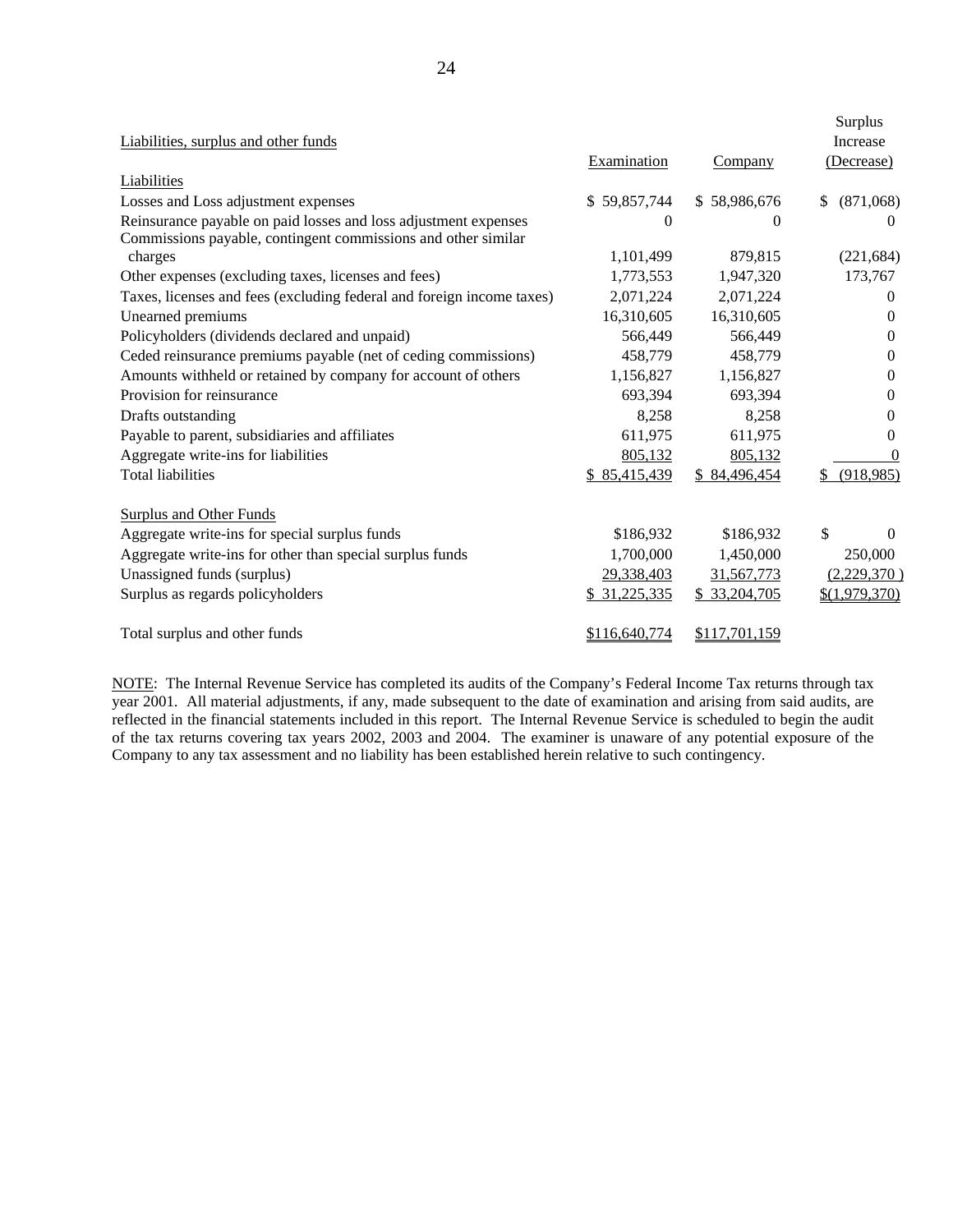| Liabilities, surplus and other funds | Examination | Company | Surplus Increase (Decrease) |
|---|---|---|---|
| Liabilities | | | |
| Losses and Loss adjustment expenses | $ 59,857,744 | $ 58,986,676 | $ (871,068) |
| Reinsurance payable on paid losses and loss adjustment expenses | 0 | 0 | 0 |
| Commissions payable, contingent commissions and other similar charges | 1,101,499 | 879,815 | (221,684) |
| Other expenses (excluding taxes, licenses and fees) | 1,773,553 | 1,947,320 | 173,767 |
| Taxes, licenses and fees (excluding federal and foreign income taxes) | 2,071,224 | 2,071,224 | 0 |
| Unearned premiums | 16,310,605 | 16,310,605 | 0 |
| Policyholders (dividends declared and unpaid) | 566,449 | 566,449 | 0 |
| Ceded reinsurance premiums payable (net of ceding commissions) | 458,779 | 458,779 | 0 |
| Amounts withheld or retained by company for account of others | 1,156,827 | 1,156,827 | 0 |
| Provision for reinsurance | 693,394 | 693,394 | 0 |
| Drafts outstanding | 8,258 | 8,258 | 0 |
| Payable to parent, subsidiaries and affiliates | 611,975 | 611,975 | 0 |
| Aggregate write-ins for liabilities | 805,132 | 805,132 | 0 |
| Total liabilities | $ 85,415,439 | $ 84,496,454 | $ (918,985) |
| | | | |
| Surplus and Other Funds | | | |
| Aggregate write-ins for special surplus funds | $186,932 | $186,932 | $ 0 |
| Aggregate write-ins for other than special surplus funds | 1,700,000 | 1,450,000 | 250,000 |
| Unassigned funds (surplus) | 29,338,403 | 31,567,773 | (2,229,370 ) |
| Surplus as regards policyholders | $ 31,225,335 | $ 33,204,705 | $(1,979,370) |
| | | | |
| Total surplus and other funds | $116,640,774 | $117,701,159 | |

NOTE: The Internal Revenue Service has completed its audits of the Company's Federal Income Tax returns through tax year 2001. All material adjustments, if any, made subsequent to the date of examination and arising from said audits, are reflected in the financial statements included in this report. The Internal Revenue Service is scheduled to begin the audit of the tax returns covering tax years 2002, 2003 and 2004. The examiner is unaware of any potential exposure of the Company to any tax assessment and no liability has been established herein relative to such contingency.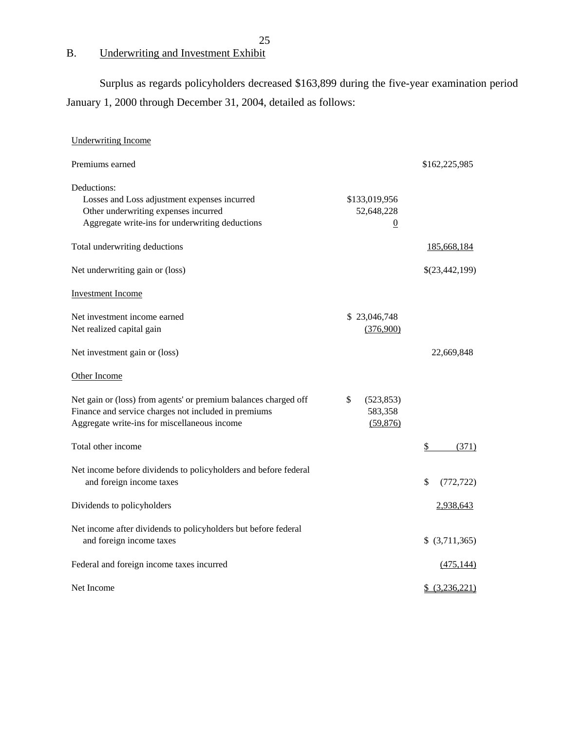## B. Underwriting and Investment Exhibit

Surplus as regards policyholders decreased $163,899 during the five-year examination period January 1, 2000 through December 31, 2004, detailed as follows:

| | | |
|---|---|---|
| Underwriting Income | | |
| Premiums earned | | $162,225,985 |
| Deductions: | | |
| Losses and Loss adjustment expenses incurred | $133,019,956 | |
| Other underwriting expenses incurred | 52,648,228 | |
| Aggregate write-ins for underwriting deductions | 0 | |
| Total underwriting deductions | | 185,668,184 |
| Net underwriting gain or (loss) | | $(23,442,199) |
| Investment Income | | |
| Net investment income earned | $ 23,046,748 | |
| Net realized capital gain | (376,900) | |
| Net investment gain or (loss) | | 22,669,848 |
| Other Income | | |
| Net gain or (loss) from agents' or premium balances charged off | $ (523,853) | |
| Finance and service charges not included in premiums | 583,358 | |
| Aggregate write-ins for miscellaneous income | (59,876) | |
| Total other income | | $ (371) |
| Net income before dividends to policyholders and before federal and foreign income taxes | | $ (772,722) |
| Dividends to policyholders | | 2,938,643 |
| Net income after dividends to policyholders but before federal and foreign income taxes | | $ (3,711,365) |
| Federal and foreign income taxes incurred | | (475,144) |
| Net Income | | $ (3,236,221) |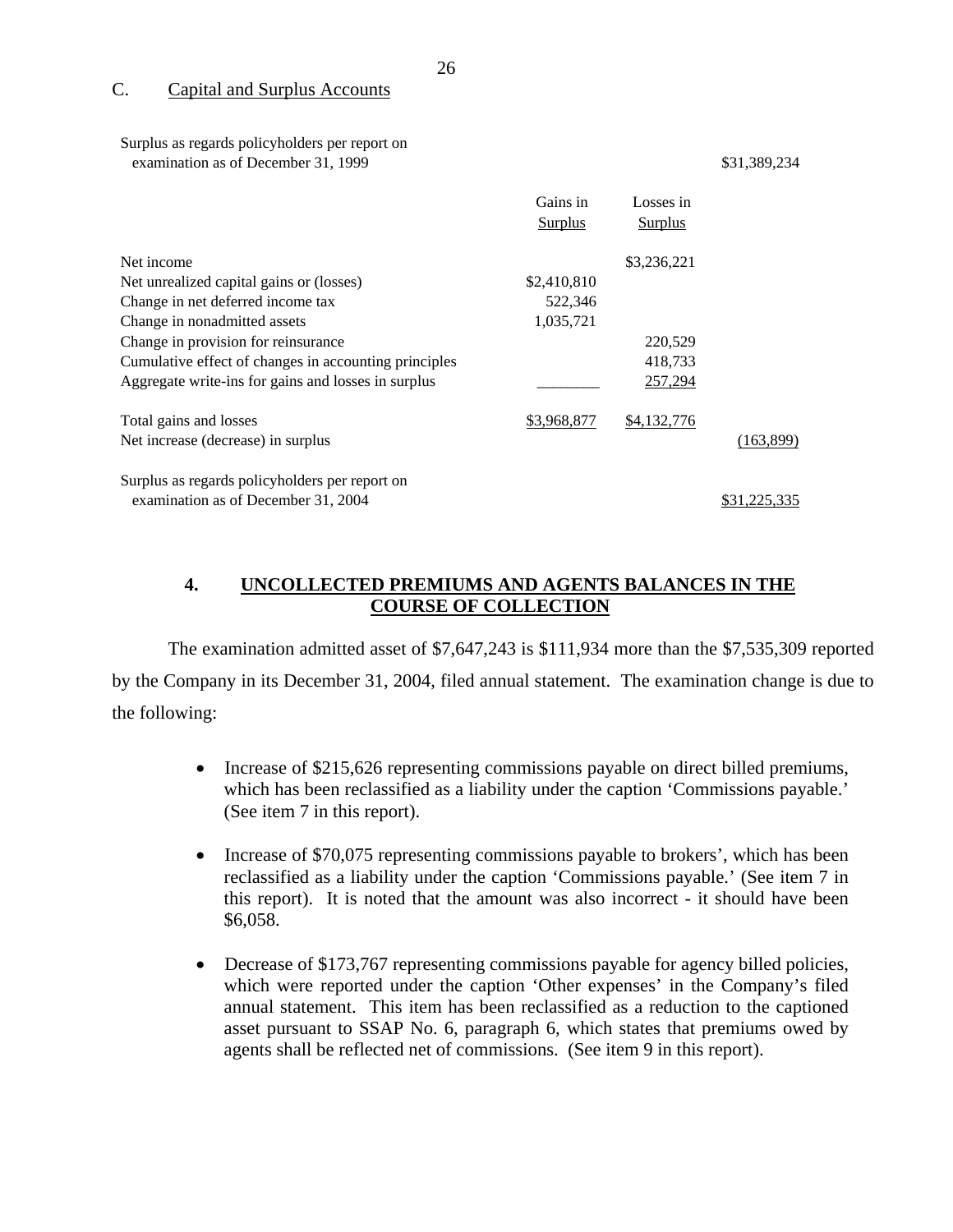## C. Capital and Surplus Accounts

| | Gains in Surplus | Losses in Surplus | |
|---|---|---|---|
| Surplus as regards policyholders per report on examination as of December 31, 1999 | | | $31,389,234 |
| Net income | | $3,236,221 | |
| Net unrealized capital gains or (losses) | $2,410,810 | | |
| Change in net deferred income tax | 522,346 | | |
| Change in nonadmitted assets | 1,035,721 | | |
| Change in provision for reinsurance | | 220,529 | |
| Cumulative effect of changes in accounting principles | | 418,733 | |
| Aggregate write-ins for gains and losses in surplus | ________ | 257,294 | |
| Total gains and losses | $3,968,877 | $4,132,776 | |
| Net increase (decrease) in surplus | | | (163,899) |
| Surplus as regards policyholders per report on examination as of December 31, 2004 | | | $31,225,335 |

## 4. UNCOLLECTED PREMIUMS AND AGENTS BALANCES IN THE COURSE OF COLLECTION

The examination admitted asset of $7,647,243 is $111,934 more than the $7,535,309 reported by the Company in its December 31, 2004, filed annual statement. The examination change is due to the following:

- Increase of $215,626 representing commissions payable on direct billed premiums, which has been reclassified as a liability under the caption 'Commissions payable.' (See item 7 in this report).

- Increase of $70,075 representing commissions payable to brokers', which has been reclassified as a liability under the caption 'Commissions payable.' (See item 7 in this report). It is noted that the amount was also incorrect - it should have been $6,058.

- Decrease of $173,767 representing commissions payable for agency billed policies, which were reported under the caption 'Other expenses' in the Company's filed annual statement. This item has been reclassified as a reduction to the captioned asset pursuant to SSAP No. 6, paragraph 6, which states that premiums owed by agents shall be reflected net of commissions. (See item 9 in this report).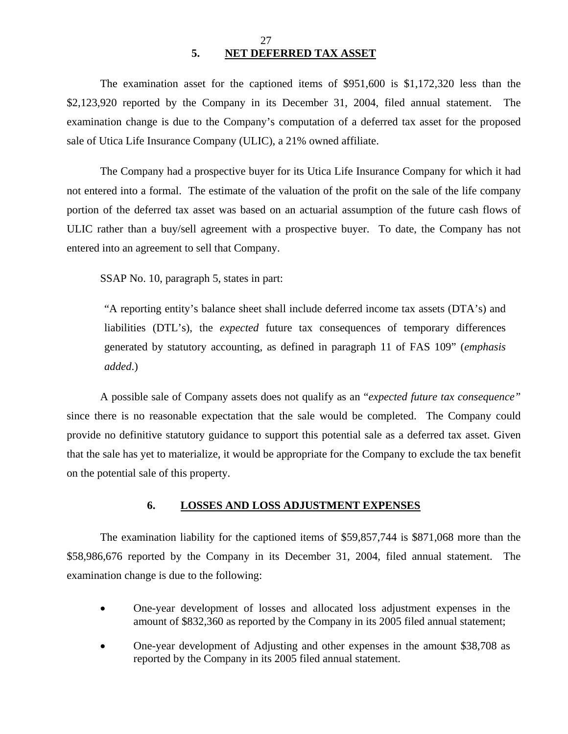## 5. NET DEFERRED TAX ASSET

The examination asset for the captioned items of $951,600 is $1,172,320 less than the $2,123,920 reported by the Company in its December 31, 2004, filed annual statement. The examination change is due to the Company's computation of a deferred tax asset for the proposed sale of Utica Life Insurance Company (ULIC), a 21% owned affiliate.

The Company had a prospective buyer for its Utica Life Insurance Company for which it had not entered into a formal. The estimate of the valuation of the profit on the sale of the life company portion of the deferred tax asset was based on an actuarial assumption of the future cash flows of ULIC rather than a buy/sell agreement with a prospective buyer. To date, the Company has not entered into an agreement to sell that Company.

SSAP No. 10, paragraph 5, states in part:

> "A reporting entity's balance sheet shall include deferred income tax assets (DTA's) and liabilities (DTL's), the *expected* future tax consequences of temporary differences generated by statutory accounting, as defined in paragraph 11 of FAS 109" (*emphasis added*.)

A possible sale of Company assets does not qualify as an "*expected future tax consequence"* since there is no reasonable expectation that the sale would be completed. The Company could provide no definitive statutory guidance to support this potential sale as a deferred tax asset. Given that the sale has yet to materialize, it would be appropriate for the Company to exclude the tax benefit on the potential sale of this property.

## 6. LOSSES AND LOSS ADJUSTMENT EXPENSES

The examination liability for the captioned items of $59,857,744 is $871,068 more than the $58,986,676 reported by the Company in its December 31, 2004, filed annual statement. The examination change is due to the following:

- One-year development of losses and allocated loss adjustment expenses in the amount of $832,360 as reported by the Company in its 2005 filed annual statement;
- One-year development of Adjusting and other expenses in the amount $38,708 as reported by the Company in its 2005 filed annual statement.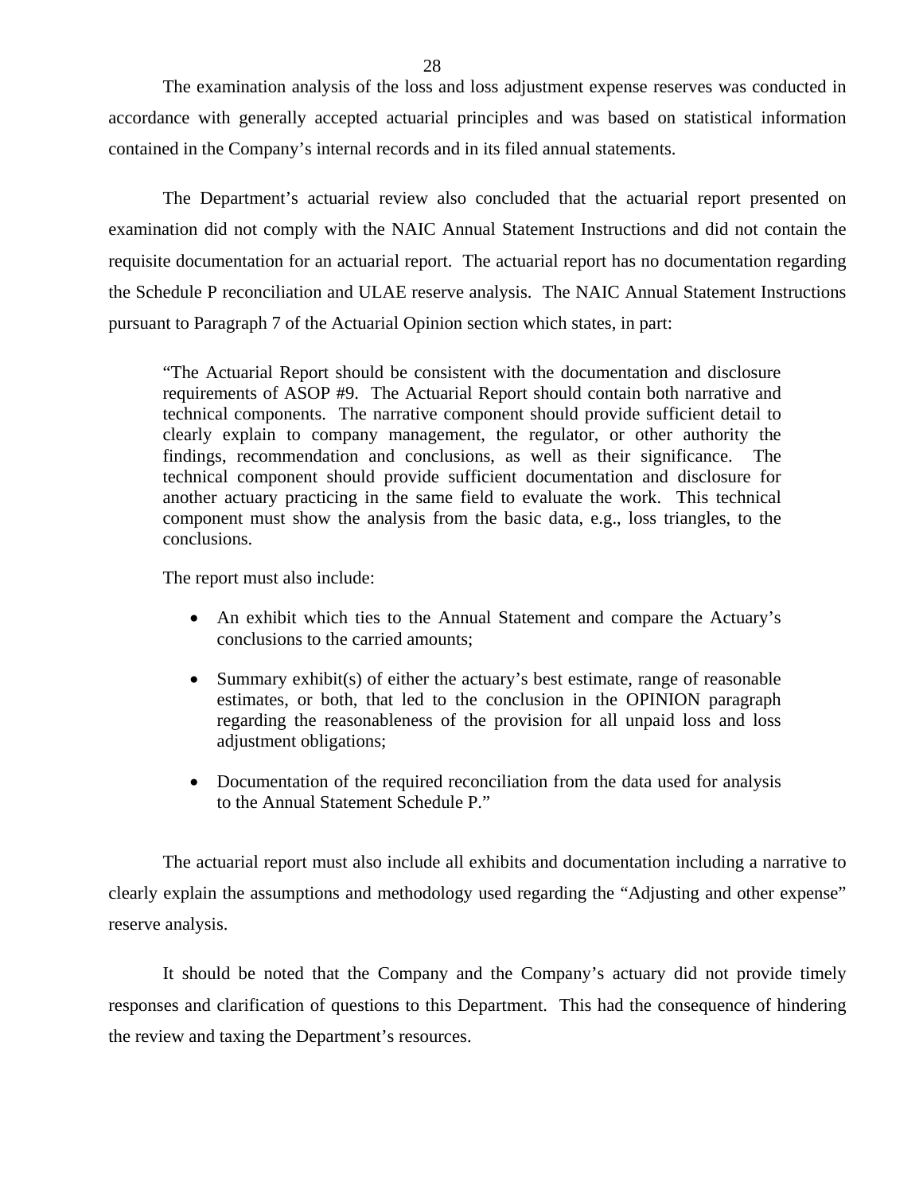The examination analysis of the loss and loss adjustment expense reserves was conducted in accordance with generally accepted actuarial principles and was based on statistical information contained in the Company's internal records and in its filed annual statements.

The Department's actuarial review also concluded that the actuarial report presented on examination did not comply with the NAIC Annual Statement Instructions and did not contain the requisite documentation for an actuarial report. The actuarial report has no documentation regarding the Schedule P reconciliation and ULAE reserve analysis. The NAIC Annual Statement Instructions pursuant to Paragraph 7 of the Actuarial Opinion section which states, in part:

> "The Actuarial Report should be consistent with the documentation and disclosure requirements of ASOP #9. The Actuarial Report should contain both narrative and technical components. The narrative component should provide sufficient detail to clearly explain to company management, the regulator, or other authority the findings, recommendation and conclusions, as well as their significance. The technical component should provide sufficient documentation and disclosure for another actuary practicing in the same field to evaluate the work. This technical component must show the analysis from the basic data, e.g., loss triangles, to the conclusions.
>
> The report must also include:
>
> - An exhibit which ties to the Annual Statement and compare the Actuary's conclusions to the carried amounts;
> - Summary exhibit(s) of either the actuary's best estimate, range of reasonable estimates, or both, that led to the conclusion in the OPINION paragraph regarding the reasonableness of the provision for all unpaid loss and loss adjustment obligations;
> - Documentation of the required reconciliation from the data used for analysis to the Annual Statement Schedule P."

The actuarial report must also include all exhibits and documentation including a narrative to clearly explain the assumptions and methodology used regarding the "Adjusting and other expense" reserve analysis.

It should be noted that the Company and the Company's actuary did not provide timely responses and clarification of questions to this Department. This had the consequence of hindering the review and taxing the Department's resources.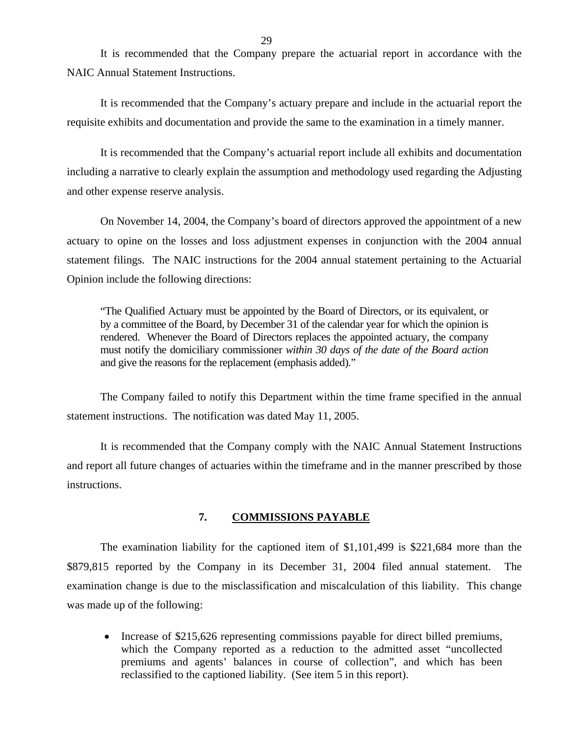It is recommended that the Company prepare the actuarial report in accordance with the NAIC Annual Statement Instructions.

It is recommended that the Company's actuary prepare and include in the actuarial report the requisite exhibits and documentation and provide the same to the examination in a timely manner.

It is recommended that the Company's actuarial report include all exhibits and documentation including a narrative to clearly explain the assumption and methodology used regarding the Adjusting and other expense reserve analysis.

On November 14, 2004, the Company's board of directors approved the appointment of a new actuary to opine on the losses and loss adjustment expenses in conjunction with the 2004 annual statement filings. The NAIC instructions for the 2004 annual statement pertaining to the Actuarial Opinion include the following directions:

> "The Qualified Actuary must be appointed by the Board of Directors, or its equivalent, or by a committee of the Board, by December 31 of the calendar year for which the opinion is rendered. Whenever the Board of Directors replaces the appointed actuary, the company must notify the domiciliary commissioner *within 30 days of the date of the Board action* and give the reasons for the replacement (emphasis added)."

The Company failed to notify this Department within the time frame specified in the annual statement instructions. The notification was dated May 11, 2005.

It is recommended that the Company comply with the NAIC Annual Statement Instructions and report all future changes of actuaries within the timeframe and in the manner prescribed by those instructions.

## 7. COMMISSIONS PAYABLE

The examination liability for the captioned item of $1,101,499 is $221,684 more than the $879,815 reported by the Company in its December 31, 2004 filed annual statement. The examination change is due to the misclassification and miscalculation of this liability. This change was made up of the following:

- Increase of $215,626 representing commissions payable for direct billed premiums, which the Company reported as a reduction to the admitted asset "uncollected premiums and agents' balances in course of collection", and which has been reclassified to the captioned liability. (See item 5 in this report).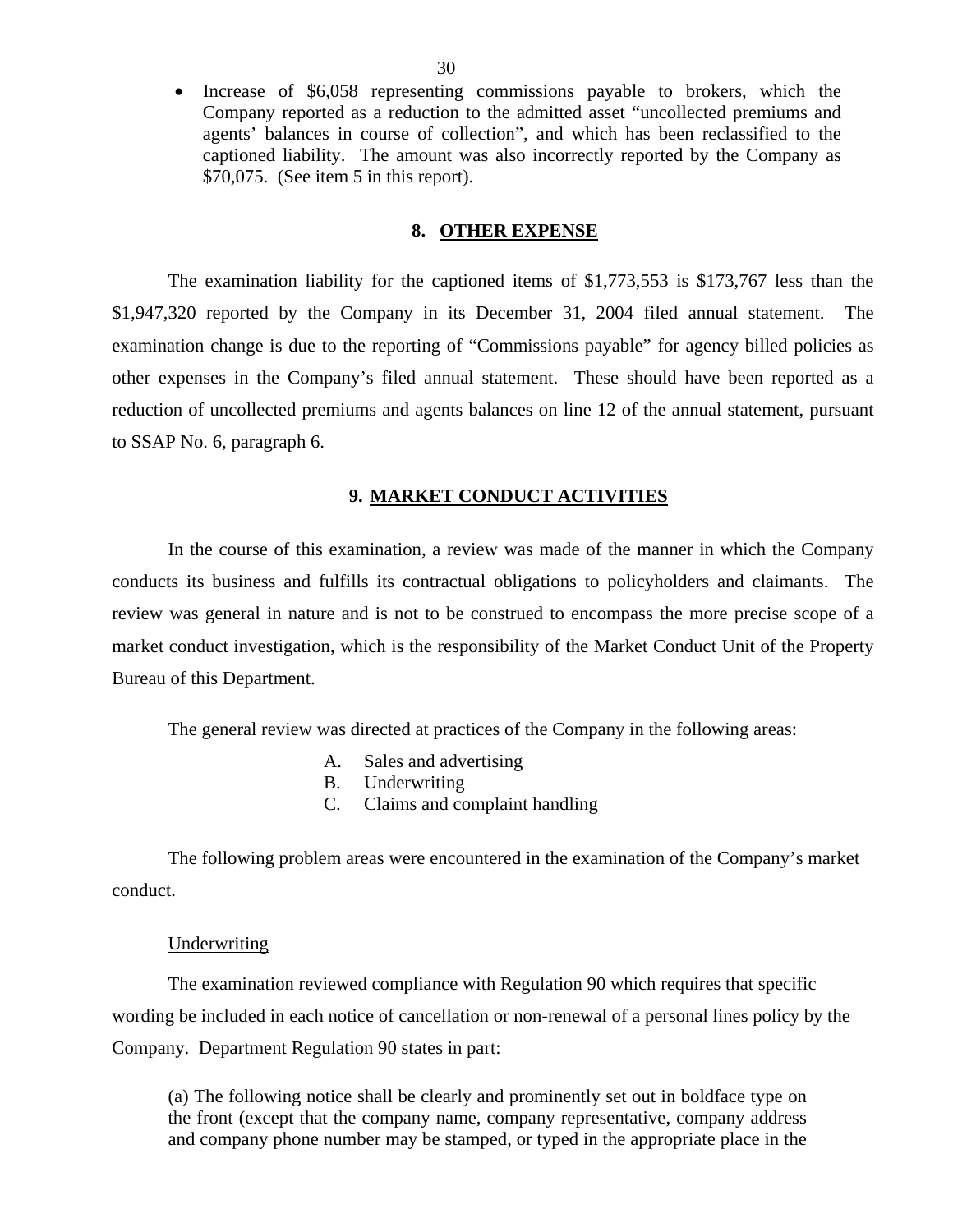- Increase of $6,058 representing commissions payable to brokers, which the Company reported as a reduction to the admitted asset "uncollected premiums and agents' balances in course of collection", and which has been reclassified to the captioned liability. The amount was also incorrectly reported by the Company as $70,075. (See item 5 in this report).

## 8. OTHER EXPENSE

The examination liability for the captioned items of $1,773,553 is $173,767 less than the $1,947,320 reported by the Company in its December 31, 2004 filed annual statement. The examination change is due to the reporting of "Commissions payable" for agency billed policies as other expenses in the Company's filed annual statement. These should have been reported as a reduction of uncollected premiums and agents balances on line 12 of the annual statement, pursuant to SSAP No. 6, paragraph 6.

## 9. MARKET CONDUCT ACTIVITIES

In the course of this examination, a review was made of the manner in which the Company conducts its business and fulfills its contractual obligations to policyholders and claimants. The review was general in nature and is not to be construed to encompass the more precise scope of a market conduct investigation, which is the responsibility of the Market Conduct Unit of the Property Bureau of this Department.

The general review was directed at practices of the Company in the following areas:

A. Sales and advertising
B. Underwriting
C. Claims and complaint handling

The following problem areas were encountered in the examination of the Company's market conduct.

Underwriting

The examination reviewed compliance with Regulation 90 which requires that specific wording be included in each notice of cancellation or non-renewal of a personal lines policy by the Company. Department Regulation 90 states in part:

> (a) The following notice shall be clearly and prominently set out in boldface type on the front (except that the company name, company representative, company address and company phone number may be stamped, or typed in the appropriate place in the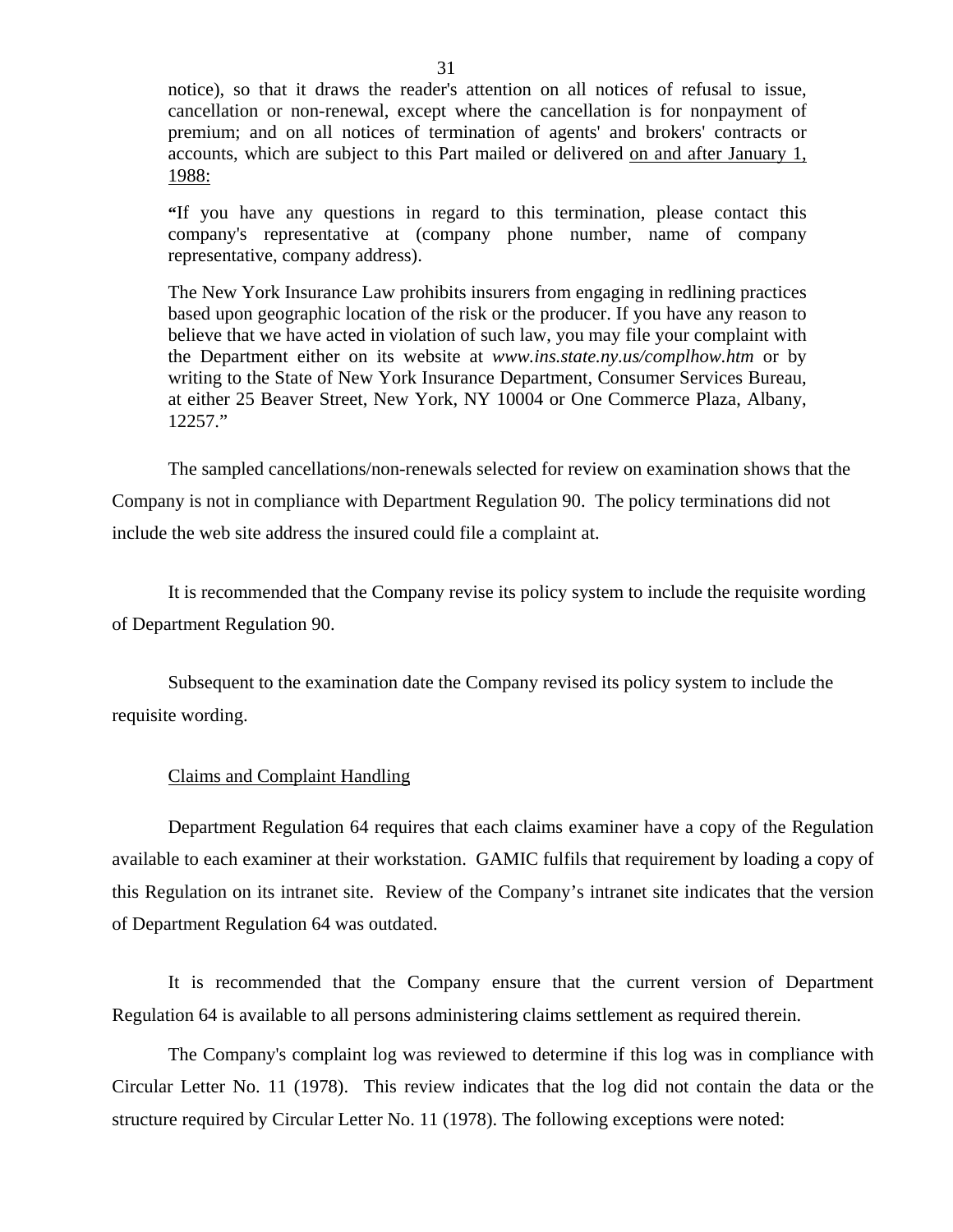notice), so that it draws the reader's attention on all notices of refusal to issue, cancellation or non-renewal, except where the cancellation is for nonpayment of premium; and on all notices of termination of agents' and brokers' contracts or accounts, which are subject to this Part mailed or delivered <u>on and after January 1, 1988:</u>

> **"**If you have any questions in regard to this termination, please contact this company's representative at (company phone number, name of company representative, company address).
>
> The New York Insurance Law prohibits insurers from engaging in redlining practices based upon geographic location of the risk or the producer. If you have any reason to believe that we have acted in violation of such law, you may file your complaint with the Department either on its website at *www.ins.state.ny.us/complhow.htm* or by writing to the State of New York Insurance Department, Consumer Services Bureau, at either 25 Beaver Street, New York, NY 10004 or One Commerce Plaza, Albany, 12257."

The sampled cancellations/non-renewals selected for review on examination shows that the Company is not in compliance with Department Regulation 90. The policy terminations did not include the web site address the insured could file a complaint at.

It is recommended that the Company revise its policy system to include the requisite wording of Department Regulation 90.

Subsequent to the examination date the Company revised its policy system to include the requisite wording.

<u>Claims and Complaint Handling</u>

Department Regulation 64 requires that each claims examiner have a copy of the Regulation available to each examiner at their workstation. GAMIC fulfils that requirement by loading a copy of this Regulation on its intranet site. Review of the Company's intranet site indicates that the version of Department Regulation 64 was outdated.

It is recommended that the Company ensure that the current version of Department Regulation 64 is available to all persons administering claims settlement as required therein.

The Company's complaint log was reviewed to determine if this log was in compliance with Circular Letter No. 11 (1978). This review indicates that the log did not contain the data or the structure required by Circular Letter No. 11 (1978). The following exceptions were noted: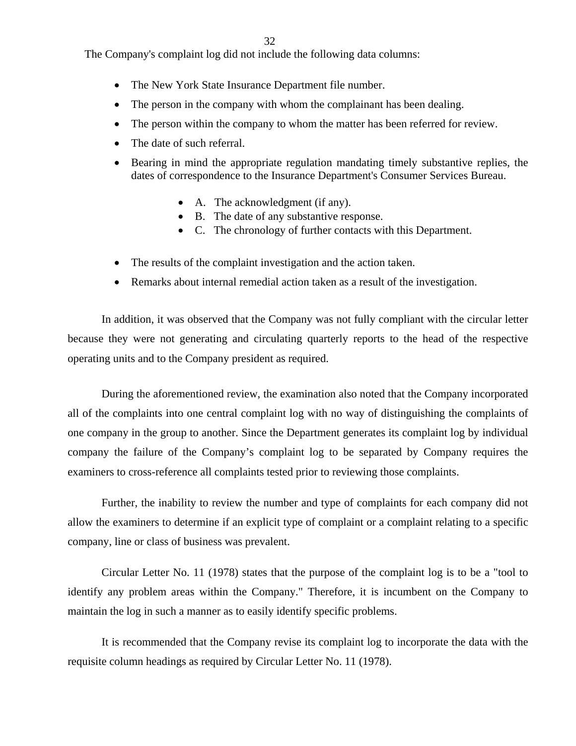The Company's complaint log did not include the following data columns:

- The New York State Insurance Department file number.
- The person in the company with whom the complainant has been dealing.
- The person within the company to whom the matter has been referred for review.
- The date of such referral.
- Bearing in mind the appropriate regulation mandating timely substantive replies, the dates of correspondence to the Insurance Department's Consumer Services Bureau.
    - A. The acknowledgment (if any).
    - B. The date of any substantive response.
    - C. The chronology of further contacts with this Department.
- The results of the complaint investigation and the action taken.
- Remarks about internal remedial action taken as a result of the investigation.

In addition, it was observed that the Company was not fully compliant with the circular letter because they were not generating and circulating quarterly reports to the head of the respective operating units and to the Company president as required.

During the aforementioned review, the examination also noted that the Company incorporated all of the complaints into one central complaint log with no way of distinguishing the complaints of one company in the group to another. Since the Department generates its complaint log by individual company the failure of the Company's complaint log to be separated by Company requires the examiners to cross-reference all complaints tested prior to reviewing those complaints.

Further, the inability to review the number and type of complaints for each company did not allow the examiners to determine if an explicit type of complaint or a complaint relating to a specific company, line or class of business was prevalent.

Circular Letter No. 11 (1978) states that the purpose of the complaint log is to be a "tool to identify any problem areas within the Company." Therefore, it is incumbent on the Company to maintain the log in such a manner as to easily identify specific problems.

It is recommended that the Company revise its complaint log to incorporate the data with the requisite column headings as required by Circular Letter No. 11 (1978).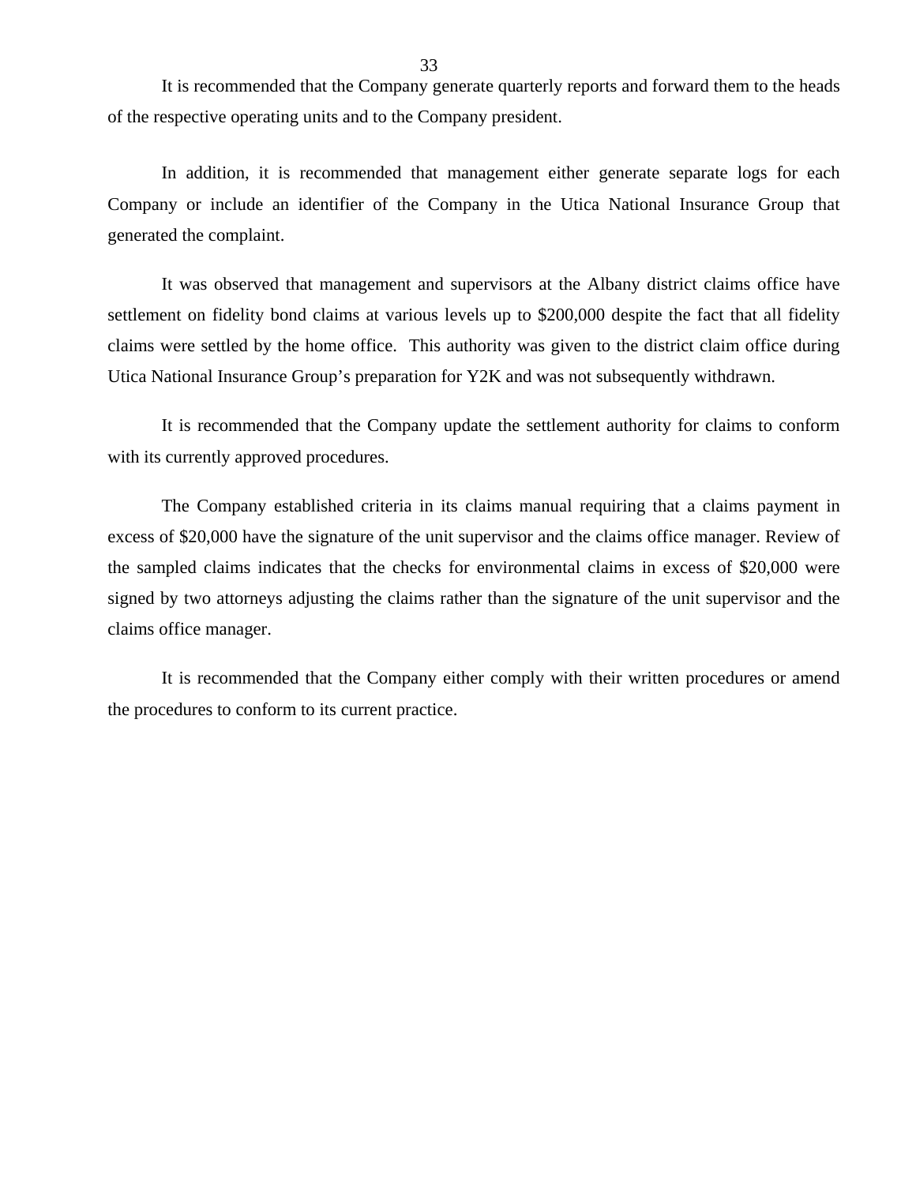It is recommended that the Company generate quarterly reports and forward them to the heads of the respective operating units and to the Company president.

In addition, it is recommended that management either generate separate logs for each Company or include an identifier of the Company in the Utica National Insurance Group that generated the complaint.

It was observed that management and supervisors at the Albany district claims office have settlement on fidelity bond claims at various levels up to $200,000 despite the fact that all fidelity claims were settled by the home office. This authority was given to the district claim office during Utica National Insurance Group's preparation for Y2K and was not subsequently withdrawn.

It is recommended that the Company update the settlement authority for claims to conform with its currently approved procedures.

The Company established criteria in its claims manual requiring that a claims payment in excess of $20,000 have the signature of the unit supervisor and the claims office manager. Review of the sampled claims indicates that the checks for environmental claims in excess of $20,000 were signed by two attorneys adjusting the claims rather than the signature of the unit supervisor and the claims office manager.

It is recommended that the Company either comply with their written procedures or amend the procedures to conform to its current practice.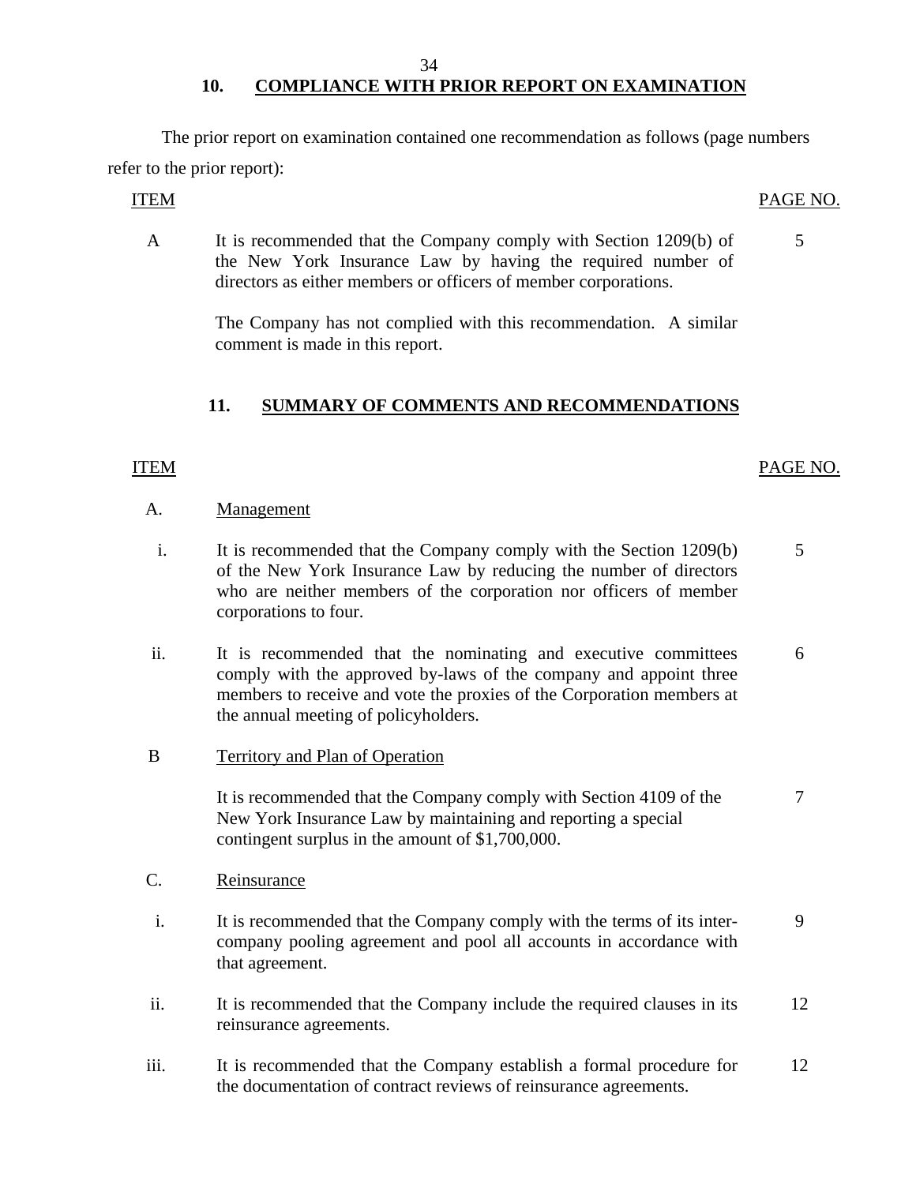## 10. COMPLIANCE WITH PRIOR REPORT ON EXAMINATION

The prior report on examination contained one recommendation as follows (page numbers refer to the prior report):

| ITEM | | PAGE NO. |
|---|---|---|
| A | It is recommended that the Company comply with Section 1209(b) of the New York Insurance Law by having the required number of directors as either members or officers of member corporations.<br><br>The Company has not complied with this recommendation. A similar comment is made in this report. | 5 |

## 11. SUMMARY OF COMMENTS AND RECOMMENDATIONS

| ITEM | | PAGE NO. |
|---|---|---|
| A. | Management | |
| i. | It is recommended that the Company comply with the Section 1209(b) of the New York Insurance Law by reducing the number of directors who are neither members of the corporation nor officers of member corporations to four. | 5 |
| ii. | It is recommended that the nominating and executive committees comply with the approved by-laws of the company and appoint three members to receive and vote the proxies of the Corporation members at the annual meeting of policyholders. | 6 |
| B | Territory and Plan of Operation | |
| | It is recommended that the Company comply with Section 4109 of the New York Insurance Law by maintaining and reporting a special contingent surplus in the amount of $1,700,000. | 7 |
| C. | Reinsurance | |
| i. | It is recommended that the Company comply with the terms of its inter-company pooling agreement and pool all accounts in accordance with that agreement. | 9 |
| ii. | It is recommended that the Company include the required clauses in its reinsurance agreements. | 12 |
| iii. | It is recommended that the Company establish a formal procedure for the documentation of contract reviews of reinsurance agreements. | 12 |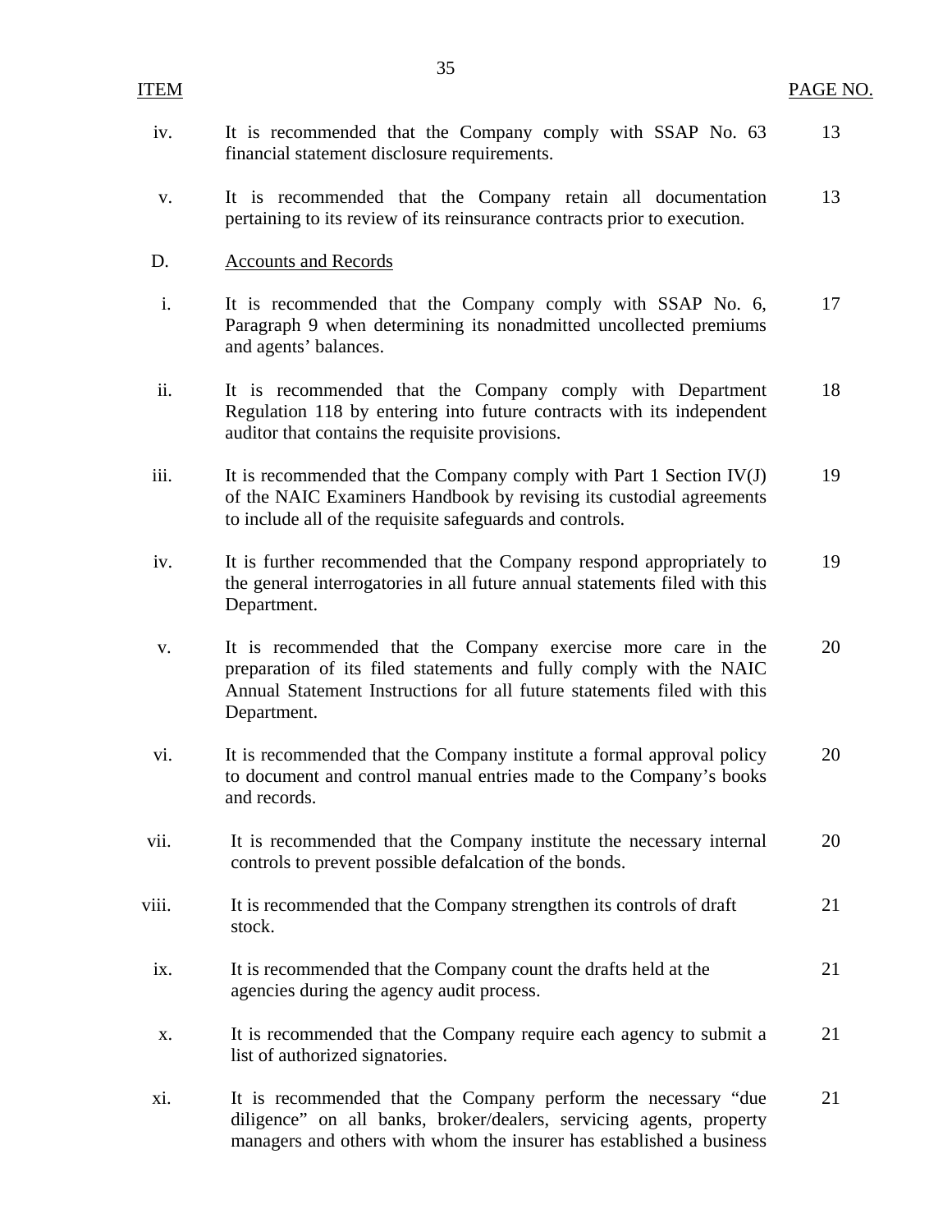| ITEM | | PAGE NO. |
|---|---|---|
| iv. | It is recommended that the Company comply with SSAP No. 63 financial statement disclosure requirements. | 13 |
| v. | It is recommended that the Company retain all documentation pertaining to its review of its reinsurance contracts prior to execution. | 13 |
| D. | <u>Accounts and Records</u> | |
| i. | It is recommended that the Company comply with SSAP No. 6, Paragraph 9 when determining its nonadmitted uncollected premiums and agents' balances. | 17 |
| ii. | It is recommended that the Company comply with Department Regulation 118 by entering into future contracts with its independent auditor that contains the requisite provisions. | 18 |
| iii. | It is recommended that the Company comply with Part 1 Section IV(J) of the NAIC Examiners Handbook by revising its custodial agreements to include all of the requisite safeguards and controls. | 19 |
| iv. | It is further recommended that the Company respond appropriately to the general interrogatories in all future annual statements filed with this Department. | 19 |
| v. | It is recommended that the Company exercise more care in the preparation of its filed statements and fully comply with the NAIC Annual Statement Instructions for all future statements filed with this Department. | 20 |
| vi. | It is recommended that the Company institute a formal approval policy to document and control manual entries made to the Company's books and records. | 20 |
| vii. | It is recommended that the Company institute the necessary internal controls to prevent possible defalcation of the bonds. | 20 |
| viii. | It is recommended that the Company strengthen its controls of draft stock. | 21 |
| ix. | It is recommended that the Company count the drafts held at the agencies during the agency audit process. | 21 |
| x. | It is recommended that the Company require each agency to submit a list of authorized signatories. | 21 |
| xi. | It is recommended that the Company perform the necessary "due diligence" on all banks, broker/dealers, servicing agents, property managers and others with whom the insurer has established a business | 21 |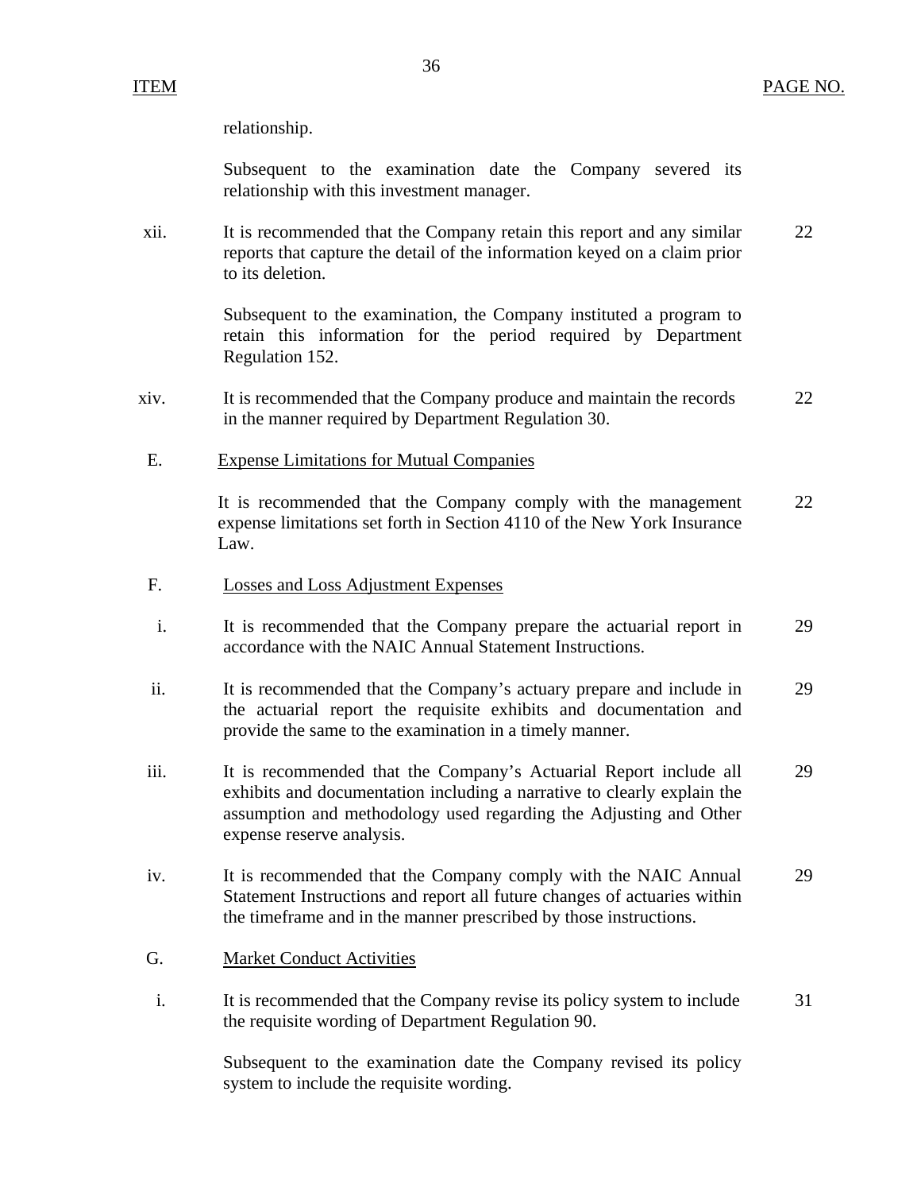| ITEM | | PAGE NO. |
|---|---|---|
| | relationship. | |
| | Subsequent to the examination date the Company severed its relationship with this investment manager. | |
| xii. | It is recommended that the Company retain this report and any similar reports that capture the detail of the information keyed on a claim prior to its deletion. | 22 |
| | Subsequent to the examination, the Company instituted a program to retain this information for the period required by Department Regulation 152. | |
| xiv. | It is recommended that the Company produce and maintain the records in the manner required by Department Regulation 30. | 22 |
| E. | <u>Expense Limitations for Mutual Companies</u> | |
| | It is recommended that the Company comply with the management expense limitations set forth in Section 4110 of the New York Insurance Law. | 22 |
| F. | <u>Losses and Loss Adjustment Expenses</u> | |
| i. | It is recommended that the Company prepare the actuarial report in accordance with the NAIC Annual Statement Instructions. | 29 |
| ii. | It is recommended that the Company's actuary prepare and include in the actuarial report the requisite exhibits and documentation and provide the same to the examination in a timely manner. | 29 |
| iii. | It is recommended that the Company's Actuarial Report include all exhibits and documentation including a narrative to clearly explain the assumption and methodology used regarding the Adjusting and Other expense reserve analysis. | 29 |
| iv. | It is recommended that the Company comply with the NAIC Annual Statement Instructions and report all future changes of actuaries within the timeframe and in the manner prescribed by those instructions. | 29 |
| G. | <u>Market Conduct Activities</u> | |
| i. | It is recommended that the Company revise its policy system to include the requisite wording of Department Regulation 90. | 31 |
| | Subsequent to the examination date the Company revised its policy system to include the requisite wording. | |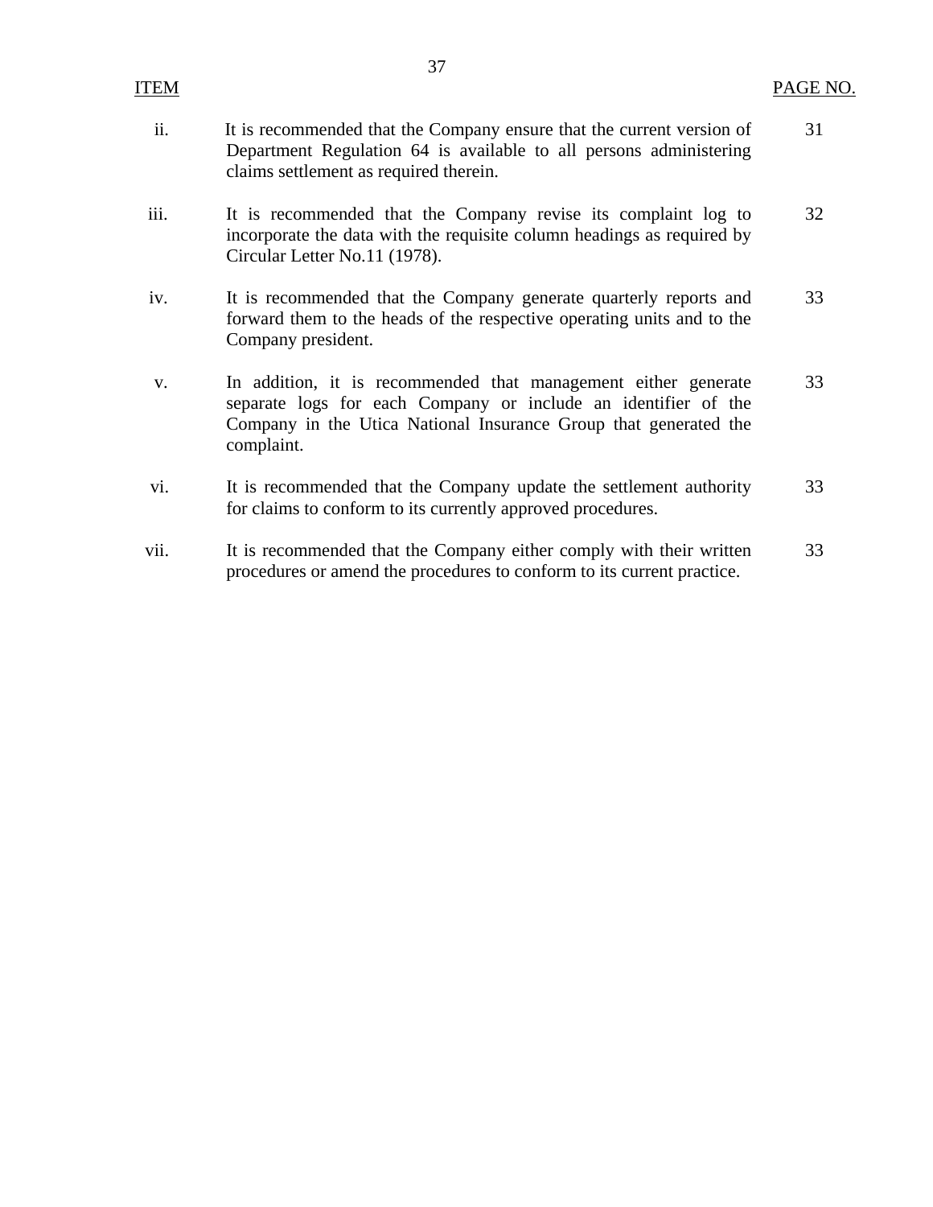| ITEM | | PAGE NO. |
|---|---|---|
| ii. | It is recommended that the Company ensure that the current version of Department Regulation 64 is available to all persons administering claims settlement as required therein. | 31 |
| iii. | It is recommended that the Company revise its complaint log to incorporate the data with the requisite column headings as required by Circular Letter No.11 (1978). | 32 |
| iv. | It is recommended that the Company generate quarterly reports and forward them to the heads of the respective operating units and to the Company president. | 33 |
| v. | In addition, it is recommended that management either generate separate logs for each Company or include an identifier of the Company in the Utica National Insurance Group that generated the complaint. | 33 |
| vi. | It is recommended that the Company update the settlement authority for claims to conform to its currently approved procedures. | 33 |
| vii. | It is recommended that the Company either comply with their written procedures or amend the procedures to conform to its current practice. | 33 |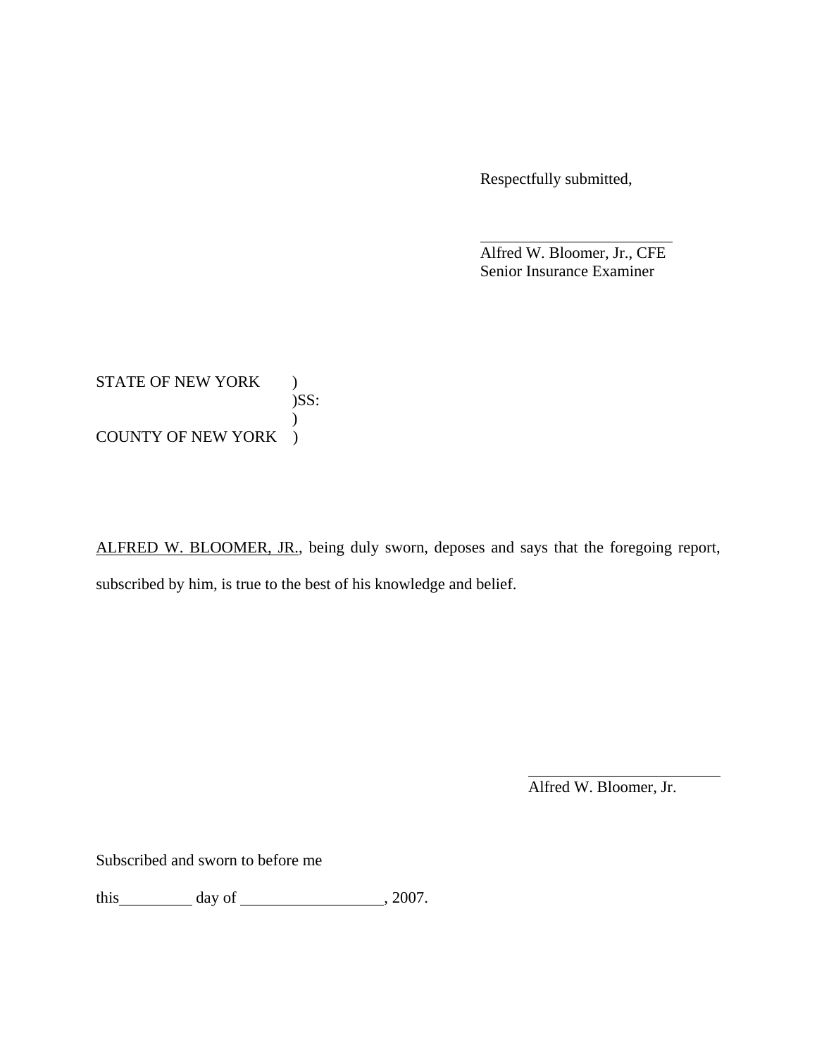Respectfully submitted,

\_\_\_\_\_\_\_\_\_\_\_\_\_\_\_\_\_\_\_\_\_\_\_\_\_\_\_

Alfred W. Bloomer, Jr., CFE
Senior Insurance Examiner

STATE OF NEW YORK )
)SS:
)
COUNTY OF NEW YORK )

<u>ALFRED W. BLOOMER, JR.</u>, being duly sworn, deposes and says that the foregoing report, subscribed by him, is true to the best of his knowledge and belief.

\_\_\_\_\_\_\_\_\_\_\_\_\_\_\_\_\_\_\_\_\_\_\_\_\_\_\_

Alfred W. Bloomer, Jr.

Subscribed and sworn to before me

this\_\_\_\_\_\_\_\_\_\_ day of \_\_\_\_\_\_\_\_\_\_\_\_\_\_\_\_\_\_\_, 2007.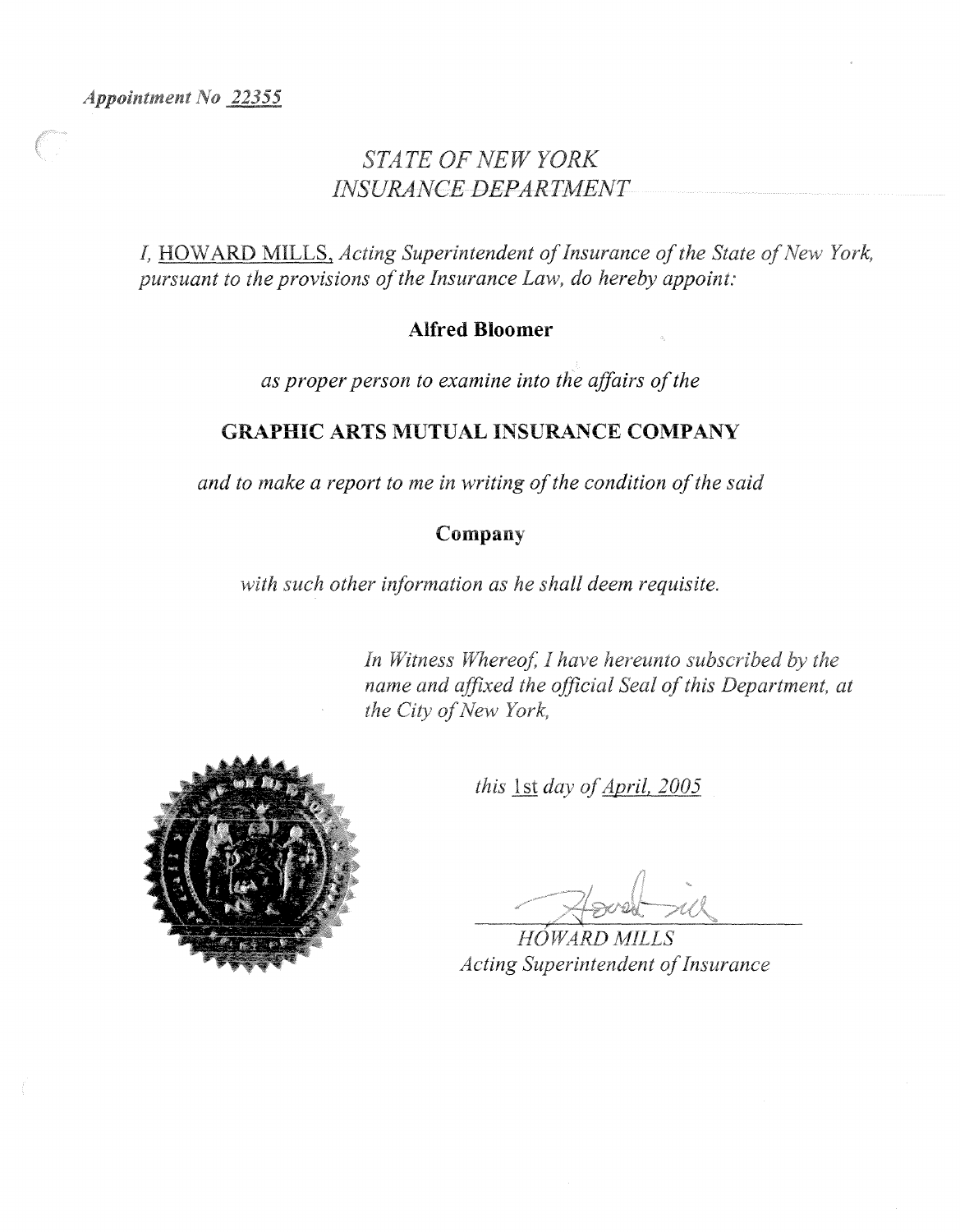*Appointment No 22355*

*STATE OF NEW YORK*
*INSURANCE DEPARTMENT*

*I,* HOWARD MILLS, *Acting Superintendent of Insurance of the State of New York, pursuant to the provisions of the Insurance Law, do hereby appoint:*

**Alfred Bloomer**

*as proper person to examine into the affairs of the*

**GRAPHIC ARTS MUTUAL INSURANCE COMPANY**

*and to make a report to me in writing of the condition of the said*

**Company**

*with such other information as he shall deem requisite.*

*In Witness Whereof, I have hereunto subscribed by the name and affixed the official Seal of this Department, at the City of New York,*

*this 1st day of April, 2005*

*HOWARD MILLS*
*Acting Superintendent of Insurance*